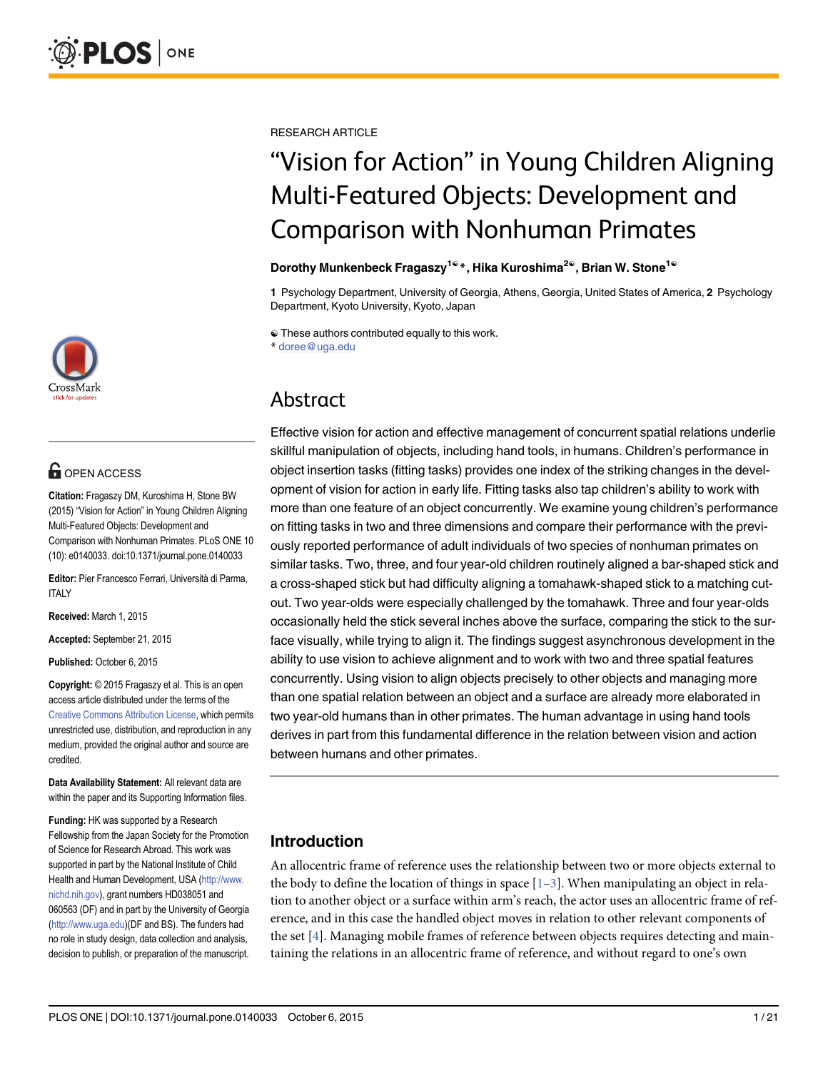RESEARCH ARTICLE

# "Vision for Action" in Young Children Aligning Multi-Featured Objects: Development and Comparison with Nonhuman Primates

**Dorothy Munkenbeck Fragaszy[1]\*, Hika Kuroshima[2], Brian W. Stone[1]**

**1** Psychology Department, University of Georgia, Athens, Georgia, United States of America, **2** Psychology Department, Kyoto University, Kyoto, Japan

These authors contributed equally to this work.
\* doree@uga.edu

OPEN ACCESS

**Citation:** Fragaszy DM, Kuroshima H, Stone BW (2015) "Vision for Action" in Young Children Aligning Multi-Featured Objects: Development and Comparison with Nonhuman Primates. PLoS ONE 10 (10): e0140033. doi:10.1371/journal.pone.0140033

**Editor:** Pier Francesco Ferrari, Università di Parma, ITALY

**Received:** March 1, 2015

**Accepted:** September 21, 2015

**Published:** October 6, 2015

**Copyright:** © 2015 Fragaszy et al. This is an open access article distributed under the terms of the Creative Commons Attribution License, which permits unrestricted use, distribution, and reproduction in any medium, provided the original author and source are credited.

**Data Availability Statement:** All relevant data are within the paper and its Supporting Information files.

**Funding:** HK was supported by a Research Fellowship from the Japan Society for the Promotion of Science for Research Abroad. This work was supported in part by the National Institute of Child Health and Human Development, USA (http://www.nichd.nih.gov), grant numbers HD038051 and 060563 (DF) and in part by the University of Georgia (http://www.uga.edu)(DF and BS). The funders had no role in study design, data collection and analysis, decision to publish, or preparation of the manuscript.

## Abstract

Effective vision for action and effective management of concurrent spatial relations underlie skillful manipulation of objects, including hand tools, in humans. Children's performance in object insertion tasks (fitting tasks) provides one index of the striking changes in the development of vision for action in early life. Fitting tasks also tap children's ability to work with more than one feature of an object concurrently. We examine young children's performance on fitting tasks in two and three dimensions and compare their performance with the previously reported performance of adult individuals of two species of nonhuman primates on similar tasks. Two, three, and four year-old children routinely aligned a bar-shaped stick and a cross-shaped stick but had difficulty aligning a tomahawk-shaped stick to a matching cutout. Two year-olds were especially challenged by the tomahawk. Three and four year-olds occasionally held the stick several inches above the surface, comparing the stick to the surface visually, while trying to align it. The findings suggest asynchronous development in the ability to use vision to achieve alignment and to work with two and three spatial features concurrently. Using vision to align objects precisely to other objects and managing more than one spatial relation between an object and a surface are already more elaborated in two year-old humans than in other primates. The human advantage in using hand tools derives in part from this fundamental difference in the relation between vision and action between humans and other primates.

## Introduction

An allocentric frame of reference uses the relationship between two or more objects external to the body to define the location of things in space [1–3]. When manipulating an object in relation to another object or a surface within arm's reach, the actor uses an allocentric frame of reference, and in this case the handled object moves in relation to other relevant components of the set [4]. Managing mobile frames of reference between objects requires detecting and maintaining the relations in an allocentric frame of reference, and without regard to one's own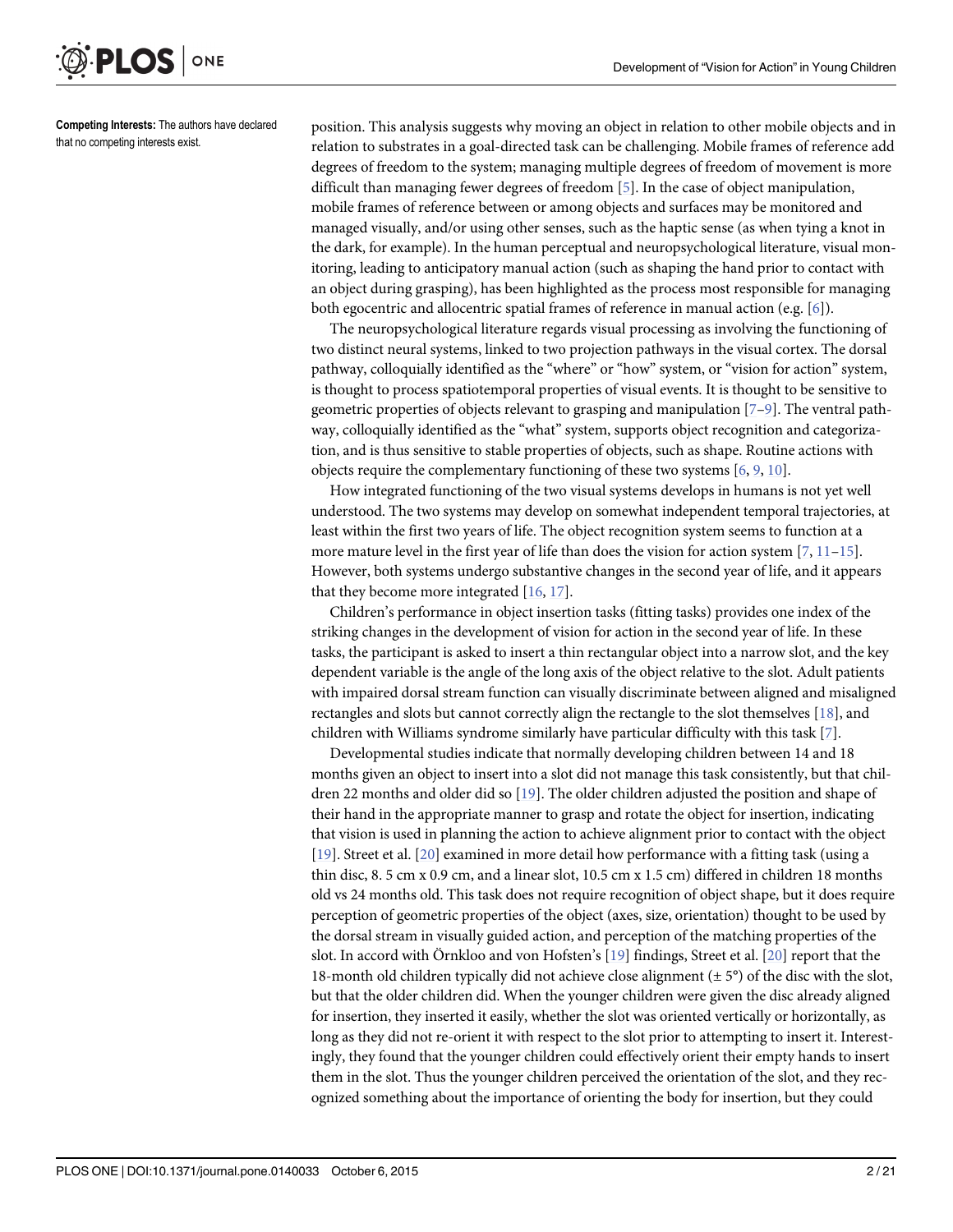**Competing Interests:** The authors have declared that no competing interests exist.

position. This analysis suggests why moving an object in relation to other mobile objects and in relation to substrates in a goal-directed task can be challenging. Mobile frames of reference add degrees of freedom to the system; managing multiple degrees of freedom of movement is more difficult than managing fewer degrees of freedom [5]. In the case of object manipulation, mobile frames of reference between or among objects and surfaces may be monitored and managed visually, and/or using other senses, such as the haptic sense (as when tying a knot in the dark, for example). In the human perceptual and neuropsychological literature, visual monitoring, leading to anticipatory manual action (such as shaping the hand prior to contact with an object during grasping), has been highlighted as the process most responsible for managing both egocentric and allocentric spatial frames of reference in manual action (e.g. [6]).

The neuropsychological literature regards visual processing as involving the functioning of two distinct neural systems, linked to two projection pathways in the visual cortex. The dorsal pathway, colloquially identified as the "where" or "how" system, or "vision for action" system, is thought to process spatiotemporal properties of visual events. It is thought to be sensitive to geometric properties of objects relevant to grasping and manipulation [7–9]. The ventral pathway, colloquially identified as the "what" system, supports object recognition and categorization, and is thus sensitive to stable properties of objects, such as shape. Routine actions with objects require the complementary functioning of these two systems [6, 9, 10].

How integrated functioning of the two visual systems develops in humans is not yet well understood. The two systems may develop on somewhat independent temporal trajectories, at least within the first two years of life. The object recognition system seems to function at a more mature level in the first year of life than does the vision for action system [7, 11–15]. However, both systems undergo substantive changes in the second year of life, and it appears that they become more integrated [16, 17].

Children's performance in object insertion tasks (fitting tasks) provides one index of the striking changes in the development of vision for action in the second year of life. In these tasks, the participant is asked to insert a thin rectangular object into a narrow slot, and the key dependent variable is the angle of the long axis of the object relative to the slot. Adult patients with impaired dorsal stream function can visually discriminate between aligned and misaligned rectangles and slots but cannot correctly align the rectangle to the slot themselves [18], and children with Williams syndrome similarly have particular difficulty with this task [7].

Developmental studies indicate that normally developing children between 14 and 18 months given an object to insert into a slot did not manage this task consistently, but that children 22 months and older did so [19]. The older children adjusted the position and shape of their hand in the appropriate manner to grasp and rotate the object for insertion, indicating that vision is used in planning the action to achieve alignment prior to contact with the object [19]. Street et al. [20] examined in more detail how performance with a fitting task (using a thin disc, 8. 5 cm x 0.9 cm, and a linear slot, 10.5 cm x 1.5 cm) differed in children 18 months old vs 24 months old. This task does not require recognition of object shape, but it does require perception of geometric properties of the object (axes, size, orientation) thought to be used by the dorsal stream in visually guided action, and perception of the matching properties of the slot. In accord with Örnkloo and von Hofsten's [19] findings, Street et al. [20] report that the 18-month old children typically did not achieve close alignment (± 5°) of the disc with the slot, but that the older children did. When the younger children were given the disc already aligned for insertion, they inserted it easily, whether the slot was oriented vertically or horizontally, as long as they did not re-orient it with respect to the slot prior to attempting to insert it. Interestingly, they found that the younger children could effectively orient their empty hands to insert them in the slot. Thus the younger children perceived the orientation of the slot, and they recognized something about the importance of orienting the body for insertion, but they could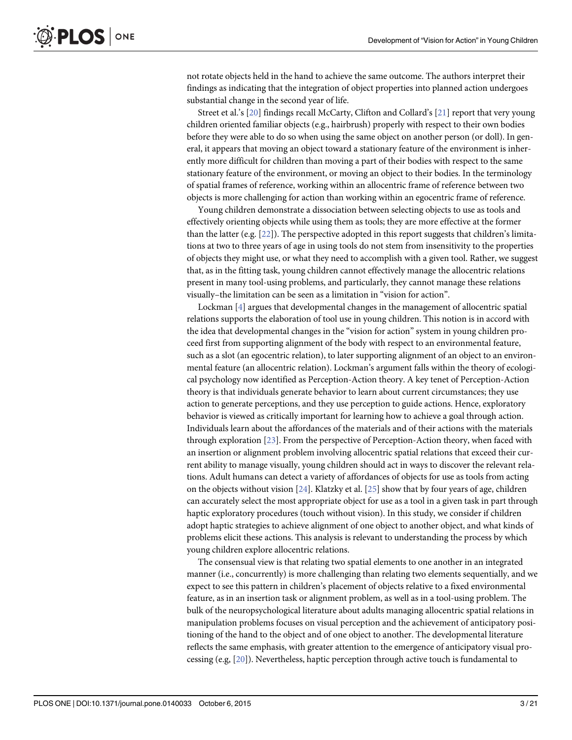not rotate objects held in the hand to achieve the same outcome. The authors interpret their findings as indicating that the integration of object properties into planned action undergoes substantial change in the second year of life.

Street et al.'s [20] findings recall McCarty, Clifton and Collard's [21] report that very young children oriented familiar objects (e.g., hairbrush) properly with respect to their own bodies before they were able to do so when using the same object on another person (or doll). In general, it appears that moving an object toward a stationary feature of the environment is inherently more difficult for children than moving a part of their bodies with respect to the same stationary feature of the environment, or moving an object to their bodies. In the terminology of spatial frames of reference, working within an allocentric frame of reference between two objects is more challenging for action than working within an egocentric frame of reference.

Young children demonstrate a dissociation between selecting objects to use as tools and effectively orienting objects while using them as tools; they are more effective at the former than the latter (e.g. [22]). The perspective adopted in this report suggests that children's limitations at two to three years of age in using tools do not stem from insensitivity to the properties of objects they might use, or what they need to accomplish with a given tool. Rather, we suggest that, as in the fitting task, young children cannot effectively manage the allocentric relations present in many tool-using problems, and particularly, they cannot manage these relations visually–the limitation can be seen as a limitation in "vision for action".

Lockman [4] argues that developmental changes in the management of allocentric spatial relations supports the elaboration of tool use in young children. This notion is in accord with the idea that developmental changes in the "vision for action" system in young children proceed first from supporting alignment of the body with respect to an environmental feature, such as a slot (an egocentric relation), to later supporting alignment of an object to an environmental feature (an allocentric relation). Lockman's argument falls within the theory of ecological psychology now identified as Perception-Action theory. A key tenet of Perception-Action theory is that individuals generate behavior to learn about current circumstances; they use action to generate perceptions, and they use perception to guide actions. Hence, exploratory behavior is viewed as critically important for learning how to achieve a goal through action. Individuals learn about the affordances of the materials and of their actions with the materials through exploration [23]. From the perspective of Perception-Action theory, when faced with an insertion or alignment problem involving allocentric spatial relations that exceed their current ability to manage visually, young children should act in ways to discover the relevant relations. Adult humans can detect a variety of affordances of objects for use as tools from acting on the objects without vision [24]. Klatzky et al. [25] show that by four years of age, children can accurately select the most appropriate object for use as a tool in a given task in part through haptic exploratory procedures (touch without vision). In this study, we consider if children adopt haptic strategies to achieve alignment of one object to another object, and what kinds of problems elicit these actions. This analysis is relevant to understanding the process by which young children explore allocentric relations.

The consensual view is that relating two spatial elements to one another in an integrated manner (i.e., concurrently) is more challenging than relating two elements sequentially, and we expect to see this pattern in children's placement of objects relative to a fixed environmental feature, as in an insertion task or alignment problem, as well as in a tool-using problem. The bulk of the neuropsychological literature about adults managing allocentric spatial relations in manipulation problems focuses on visual perception and the achievement of anticipatory positioning of the hand to the object and of one object to another. The developmental literature reflects the same emphasis, with greater attention to the emergence of anticipatory visual processing (e.g, [20]). Nevertheless, haptic perception through active touch is fundamental to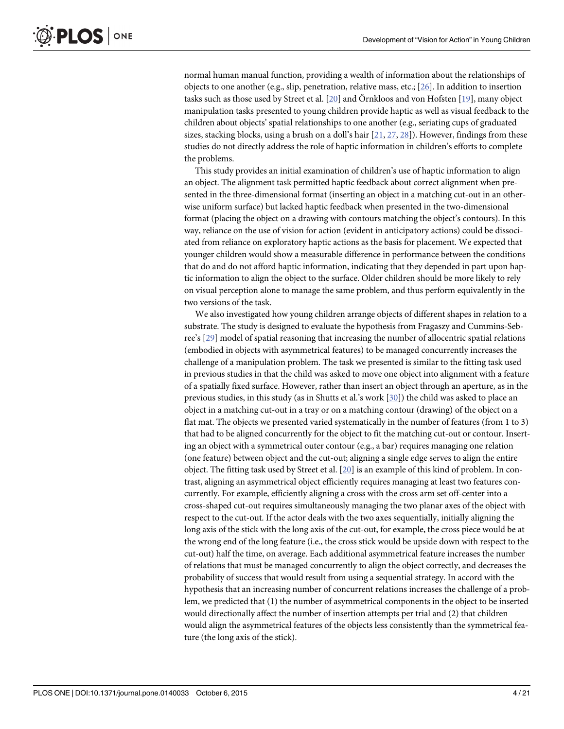normal human manual function, providing a wealth of information about the relationships of objects to one another (e.g., slip, penetration, relative mass, etc.; [26]. In addition to insertion tasks such as those used by Street et al. [20] and Örnkloos and von Hofsten [19], many object manipulation tasks presented to young children provide haptic as well as visual feedback to the children about objects' spatial relationships to one another (e.g., seriating cups of graduated sizes, stacking blocks, using a brush on a doll's hair [21, 27, 28]). However, findings from these studies do not directly address the role of haptic information in children's efforts to complete the problems.

This study provides an initial examination of children's use of haptic information to align an object. The alignment task permitted haptic feedback about correct alignment when presented in the three-dimensional format (inserting an object in a matching cut-out in an otherwise uniform surface) but lacked haptic feedback when presented in the two-dimensional format (placing the object on a drawing with contours matching the object's contours). In this way, reliance on the use of vision for action (evident in anticipatory actions) could be dissociated from reliance on exploratory haptic actions as the basis for placement. We expected that younger children would show a measurable difference in performance between the conditions that do and do not afford haptic information, indicating that they depended in part upon haptic information to align the object to the surface. Older children should be more likely to rely on visual perception alone to manage the same problem, and thus perform equivalently in the two versions of the task.

We also investigated how young children arrange objects of different shapes in relation to a substrate. The study is designed to evaluate the hypothesis from Fragaszy and Cummins-Sebree's [29] model of spatial reasoning that increasing the number of allocentric spatial relations (embodied in objects with asymmetrical features) to be managed concurrently increases the challenge of a manipulation problem. The task we presented is similar to the fitting task used in previous studies in that the child was asked to move one object into alignment with a feature of a spatially fixed surface. However, rather than insert an object through an aperture, as in the previous studies, in this study (as in Shutts et al.'s work [30]) the child was asked to place an object in a matching cut-out in a tray or on a matching contour (drawing) of the object on a flat mat. The objects we presented varied systematically in the number of features (from 1 to 3) that had to be aligned concurrently for the object to fit the matching cut-out or contour. Inserting an object with a symmetrical outer contour (e.g., a bar) requires managing one relation (one feature) between object and the cut-out; aligning a single edge serves to align the entire object. The fitting task used by Street et al. [20] is an example of this kind of problem. In contrast, aligning an asymmetrical object efficiently requires managing at least two features concurrently. For example, efficiently aligning a cross with the cross arm set off-center into a cross-shaped cut-out requires simultaneously managing the two planar axes of the object with respect to the cut-out. If the actor deals with the two axes sequentially, initially aligning the long axis of the stick with the long axis of the cut-out, for example, the cross piece would be at the wrong end of the long feature (i.e., the cross stick would be upside down with respect to the cut-out) half the time, on average. Each additional asymmetrical feature increases the number of relations that must be managed concurrently to align the object correctly, and decreases the probability of success that would result from using a sequential strategy. In accord with the hypothesis that an increasing number of concurrent relations increases the challenge of a problem, we predicted that (1) the number of asymmetrical components in the object to be inserted would directionally affect the number of insertion attempts per trial and (2) that children would align the asymmetrical features of the objects less consistently than the symmetrical feature (the long axis of the stick).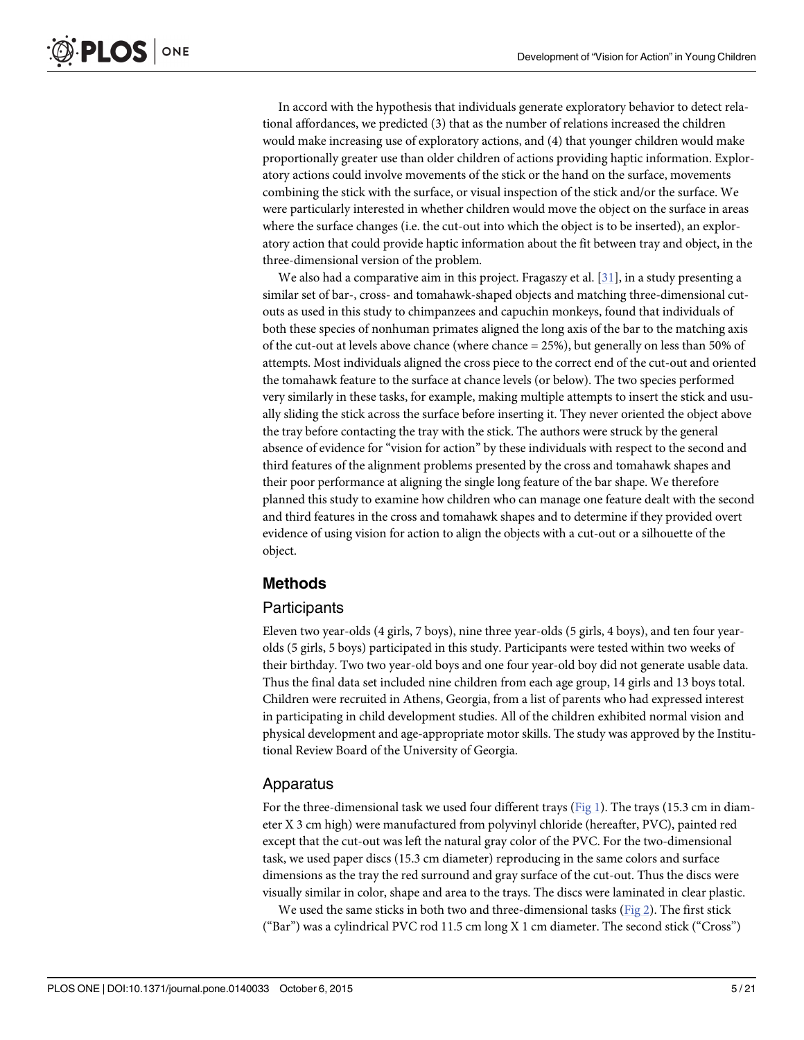In accord with the hypothesis that individuals generate exploratory behavior to detect relational affordances, we predicted (3) that as the number of relations increased the children would make increasing use of exploratory actions, and (4) that younger children would make proportionally greater use than older children of actions providing haptic information. Exploratory actions could involve movements of the stick or the hand on the surface, movements combining the stick with the surface, or visual inspection of the stick and/or the surface. We were particularly interested in whether children would move the object on the surface in areas where the surface changes (i.e. the cut-out into which the object is to be inserted), an exploratory action that could provide haptic information about the fit between tray and object, in the three-dimensional version of the problem.

We also had a comparative aim in this project. Fragaszy et al. [31], in a study presenting a similar set of bar-, cross- and tomahawk-shaped objects and matching three-dimensional cut-outs as used in this study to chimpanzees and capuchin monkeys, found that individuals of both these species of nonhuman primates aligned the long axis of the bar to the matching axis of the cut-out at levels above chance (where chance = 25%), but generally on less than 50% of attempts. Most individuals aligned the cross piece to the correct end of the cut-out and oriented the tomahawk feature to the surface at chance levels (or below). The two species performed very similarly in these tasks, for example, making multiple attempts to insert the stick and usually sliding the stick across the surface before inserting it. They never oriented the object above the tray before contacting the tray with the stick. The authors were struck by the general absence of evidence for "vision for action" by these individuals with respect to the second and third features of the alignment problems presented by the cross and tomahawk shapes and their poor performance at aligning the single long feature of the bar shape. We therefore planned this study to examine how children who can manage one feature dealt with the second and third features in the cross and tomahawk shapes and to determine if they provided overt evidence of using vision for action to align the objects with a cut-out or a silhouette of the object.

## Methods

### Participants

Eleven two year-olds (4 girls, 7 boys), nine three year-olds (5 girls, 4 boys), and ten four year-olds (5 girls, 5 boys) participated in this study. Participants were tested within two weeks of their birthday. Two two year-old boys and one four year-old boy did not generate usable data. Thus the final data set included nine children from each age group, 14 girls and 13 boys total. Children were recruited in Athens, Georgia, from a list of parents who had expressed interest in participating in child development studies. All of the children exhibited normal vision and physical development and age-appropriate motor skills. The study was approved by the Institutional Review Board of the University of Georgia.

### Apparatus

For the three-dimensional task we used four different trays (Fig 1). The trays (15.3 cm in diameter X 3 cm high) were manufactured from polyvinyl chloride (hereafter, PVC), painted red except that the cut-out was left the natural gray color of the PVC. For the two-dimensional task, we used paper discs (15.3 cm diameter) reproducing in the same colors and surface dimensions as the tray the red surround and gray surface of the cut-out. Thus the discs were visually similar in color, shape and area to the trays. The discs were laminated in clear plastic.

We used the same sticks in both two and three-dimensional tasks (Fig 2). The first stick ("Bar") was a cylindrical PVC rod 11.5 cm long X 1 cm diameter. The second stick ("Cross")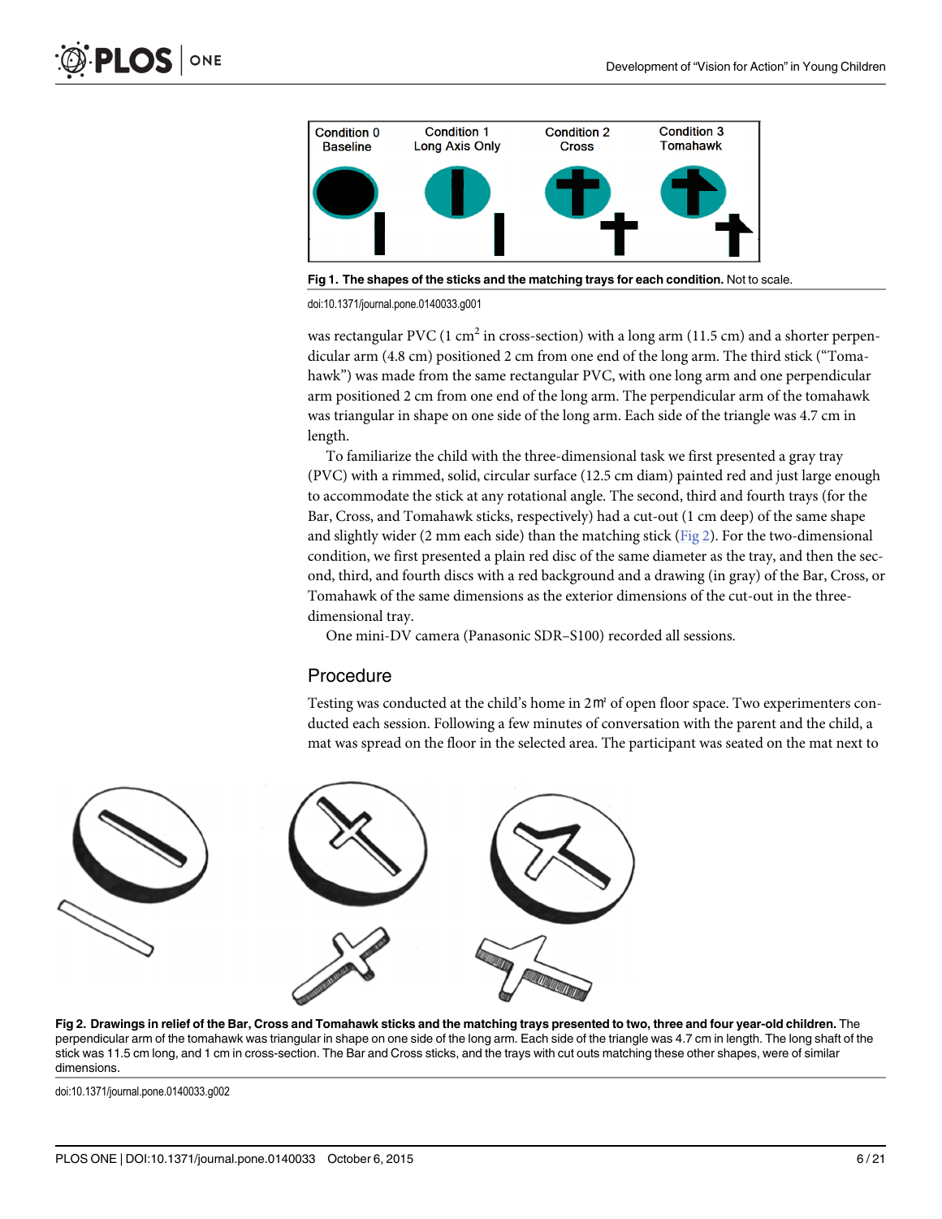Fig 1. **The shapes of the sticks and the matching trays for each condition.** Not to scale.

doi:10.1371/journal.pone.0140033.g001

was rectangular PVC (1 $cm^2$ in cross-section) with a long arm (11.5 cm) and a shorter perpendicular arm (4.8 cm) positioned 2 cm from one end of the long arm. The third stick ("Tomahawk") was made from the same rectangular PVC, with one long arm and one perpendicular arm positioned 2 cm from one end of the long arm. The perpendicular arm of the tomahawk was triangular in shape on one side of the long arm. Each side of the triangle was 4.7 cm in length.

To familiarize the child with the three-dimensional task we first presented a gray tray (PVC) with a rimmed, solid, circular surface (12.5 cm diam) painted red and just large enough to accommodate the stick at any rotational angle. The second, third and fourth trays (for the Bar, Cross, and Tomahawk sticks, respectively) had a cut-out (1 cm deep) of the same shape and slightly wider (2 mm each side) than the matching stick (Fig 2). For the two-dimensional condition, we first presented a plain red disc of the same diameter as the tray, and then the second, third, and fourth discs with a red background and a drawing (in gray) of the Bar, Cross, or Tomahawk of the same dimensions as the exterior dimensions of the cut-out in the three-dimensional tray.

One mini-DV camera (Panasonic SDR–S100) recorded all sessions.

## Procedure

Testing was conducted at the child's home in 2 $m^2$ of open floor space. Two experimenters conducted each session. Following a few minutes of conversation with the parent and the child, a mat was spread on the floor in the selected area. The participant was seated on the mat next to

**Fig 2. Drawings in relief of the Bar, Cross and Tomahawk sticks and the matching trays presented to two, three and four year-old children.** The perpendicular arm of the tomahawk was triangular in shape on one side of the long arm. Each side of the triangle was 4.7 cm in length. The long shaft of the stick was 11.5 cm long, and 1 cm in cross-section. The Bar and Cross sticks, and the trays with cut outs matching these other shapes, were of similar dimensions.

doi:10.1371/journal.pone.0140033.g002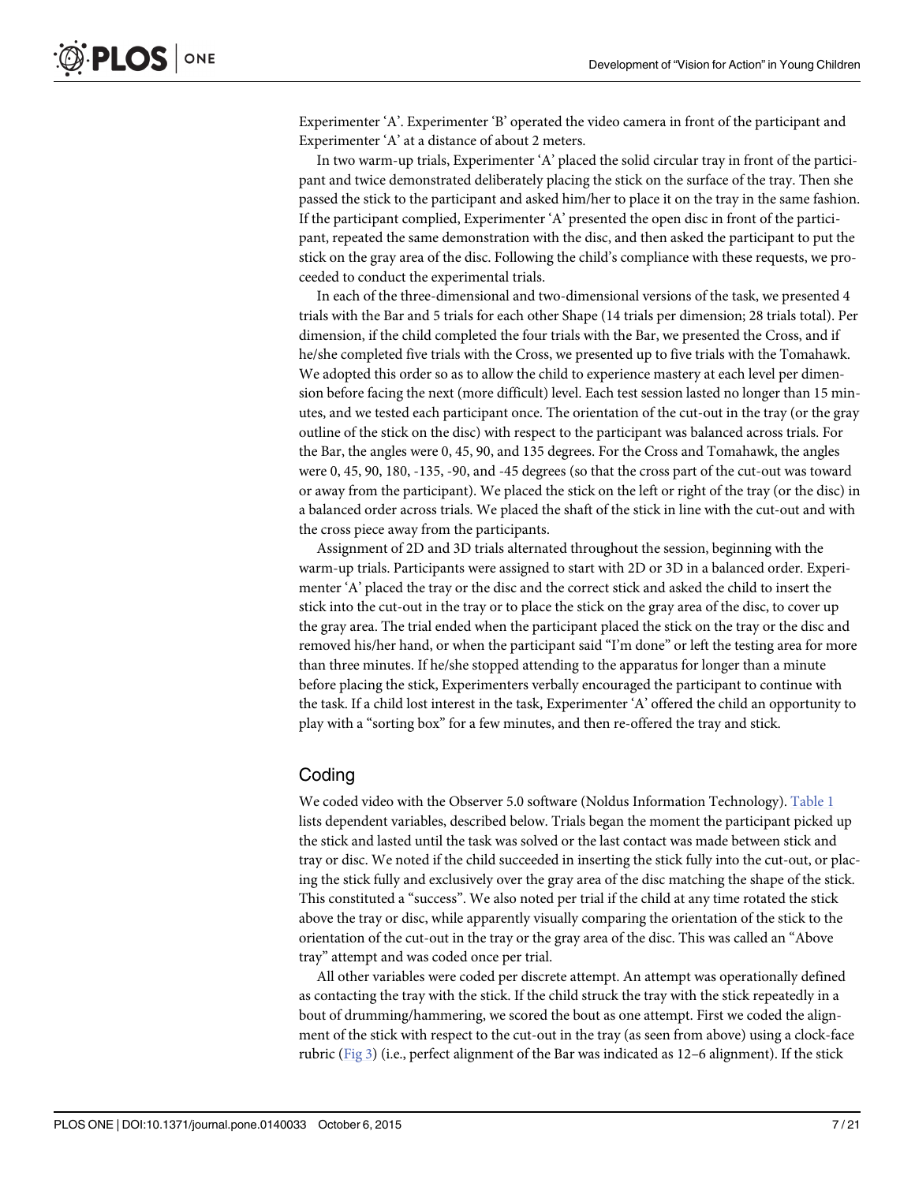Experimenter 'A'. Experimenter 'B' operated the video camera in front of the participant and Experimenter 'A' at a distance of about 2 meters.

In two warm-up trials, Experimenter 'A' placed the solid circular tray in front of the participant and twice demonstrated deliberately placing the stick on the surface of the tray. Then she passed the stick to the participant and asked him/her to place it on the tray in the same fashion. If the participant complied, Experimenter 'A' presented the open disc in front of the participant, repeated the same demonstration with the disc, and then asked the participant to put the stick on the gray area of the disc. Following the child's compliance with these requests, we proceeded to conduct the experimental trials.

In each of the three-dimensional and two-dimensional versions of the task, we presented 4 trials with the Bar and 5 trials for each other Shape (14 trials per dimension; 28 trials total). Per dimension, if the child completed the four trials with the Bar, we presented the Cross, and if he/she completed five trials with the Cross, we presented up to five trials with the Tomahawk. We adopted this order so as to allow the child to experience mastery at each level per dimension before facing the next (more difficult) level. Each test session lasted no longer than 15 minutes, and we tested each participant once. The orientation of the cut-out in the tray (or the gray outline of the stick on the disc) with respect to the participant was balanced across trials. For the Bar, the angles were 0, 45, 90, and 135 degrees. For the Cross and Tomahawk, the angles were 0, 45, 90, 180, -135, -90, and -45 degrees (so that the cross part of the cut-out was toward or away from the participant). We placed the stick on the left or right of the tray (or the disc) in a balanced order across trials. We placed the shaft of the stick in line with the cut-out and with the cross piece away from the participants.

Assignment of 2D and 3D trials alternated throughout the session, beginning with the warm-up trials. Participants were assigned to start with 2D or 3D in a balanced order. Experimenter 'A' placed the tray or the disc and the correct stick and asked the child to insert the stick into the cut-out in the tray or to place the stick on the gray area of the disc, to cover up the gray area. The trial ended when the participant placed the stick on the tray or the disc and removed his/her hand, or when the participant said "I'm done" or left the testing area for more than three minutes. If he/she stopped attending to the apparatus for longer than a minute before placing the stick, Experimenters verbally encouraged the participant to continue with the task. If a child lost interest in the task, Experimenter 'A' offered the child an opportunity to play with a "sorting box" for a few minutes, and then re-offered the tray and stick.

## Coding

We coded video with the Observer 5.0 software (Noldus Information Technology). Table 1 lists dependent variables, described below. Trials began the moment the participant picked up the stick and lasted until the task was solved or the last contact was made between stick and tray or disc. We noted if the child succeeded in inserting the stick fully into the cut-out, or placing the stick fully and exclusively over the gray area of the disc matching the shape of the stick. This constituted a "success". We also noted per trial if the child at any time rotated the stick above the tray or disc, while apparently visually comparing the orientation of the stick to the orientation of the cut-out in the tray or the gray area of the disc. This was called an "Above tray" attempt and was coded once per trial.

All other variables were coded per discrete attempt. An attempt was operationally defined as contacting the tray with the stick. If the child struck the tray with the stick repeatedly in a bout of drumming/hammering, we scored the bout as one attempt. First we coded the alignment of the stick with respect to the cut-out in the tray (as seen from above) using a clock-face rubric (Fig 3) (i.e., perfect alignment of the Bar was indicated as 12–6 alignment). If the stick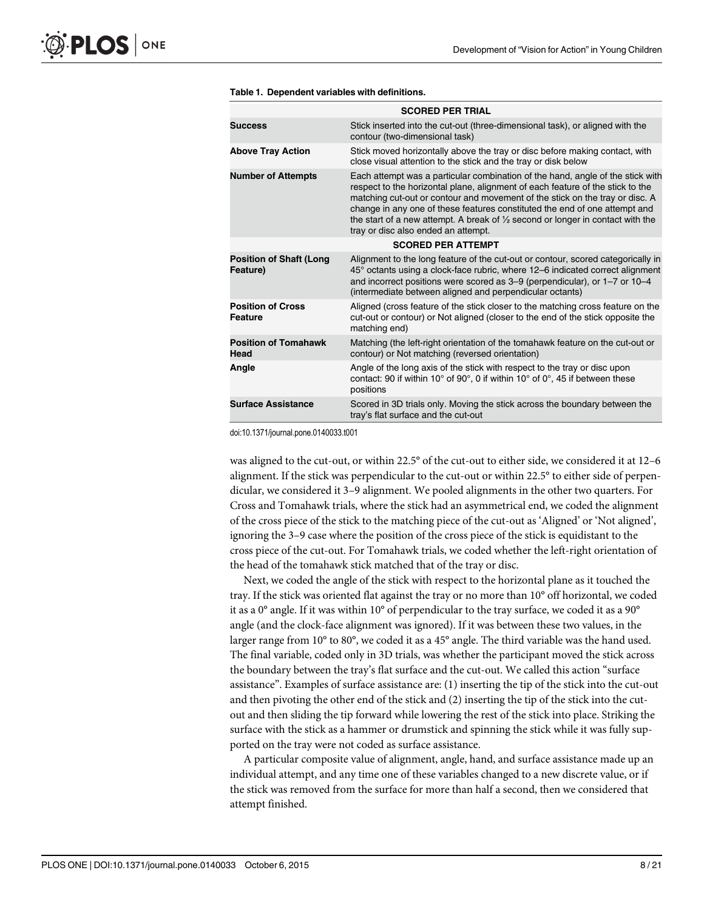**Table 1. Dependent variables with definitions.**

| | |
|---|---|
| **SCORED PER TRIAL** | |
| **Success** | Stick inserted into the cut-out (three-dimensional task), or aligned with the contour (two-dimensional task) |
| **Above Tray Action** | Stick moved horizontally above the tray or disc before making contact, with close visual attention to the stick and the tray or disk below |
| **Number of Attempts** | Each attempt was a particular combination of the hand, angle of the stick with respect to the horizontal plane, alignment of each feature of the stick to the matching cut-out or contour and movement of the stick on the tray or disc. A change in any one of these features constituted the end of one attempt and the start of a new attempt. A break of ½ second or longer in contact with the tray or disc also ended an attempt. |
| **SCORED PER ATTEMPT** | |
| **Position of Shaft (Long Feature)** | Alignment to the long feature of the cut-out or contour, scored categorically in 45° octants using a clock-face rubric, where 12–6 indicated correct alignment and incorrect positions were scored as 3–9 (perpendicular), or 1–7 or 10–4 (intermediate between aligned and perpendicular octants) |
| **Position of Cross Feature** | Aligned (cross feature of the stick closer to the matching cross feature on the cut-out or contour) or Not aligned (closer to the end of the stick opposite the matching end) |
| **Position of Tomahawk Head** | Matching (the left-right orientation of the tomahawk feature on the cut-out or contour) or Not matching (reversed orientation) |
| **Angle** | Angle of the long axis of the stick with respect to the tray or disc upon contact: 90 if within 10° of 90°, 0 if within 10° of 0°, 45 if between these positions |
| **Surface Assistance** | Scored in 3D trials only. Moving the stick across the boundary between the tray's flat surface and the cut-out |

doi:10.1371/journal.pone.0140033.t001

was aligned to the cut-out, or within 22.5° of the cut-out to either side, we considered it at 12–6 alignment. If the stick was perpendicular to the cut-out or within 22.5° to either side of perpendicular, we considered it 3–9 alignment. We pooled alignments in the other two quarters. For Cross and Tomahawk trials, where the stick had an asymmetrical end, we coded the alignment of the cross piece of the stick to the matching piece of the cut-out as 'Aligned' or 'Not aligned', ignoring the 3–9 case where the position of the cross piece of the stick is equidistant to the cross piece of the cut-out. For Tomahawk trials, we coded whether the left-right orientation of the head of the tomahawk stick matched that of the tray or disc.

Next, we coded the angle of the stick with respect to the horizontal plane as it touched the tray. If the stick was oriented flat against the tray or no more than 10° off horizontal, we coded it as a 0° angle. If it was within 10° of perpendicular to the tray surface, we coded it as a 90° angle (and the clock-face alignment was ignored). If it was between these two values, in the larger range from 10° to 80°, we coded it as a 45° angle. The third variable was the hand used. The final variable, coded only in 3D trials, was whether the participant moved the stick across the boundary between the tray's flat surface and the cut-out. We called this action "surface assistance". Examples of surface assistance are: (1) inserting the tip of the stick into the cut-out and then pivoting the other end of the stick and (2) inserting the tip of the stick into the cut-out and then sliding the tip forward while lowering the rest of the stick into place. Striking the surface with the stick as a hammer or drumstick and spinning the stick while it was fully supported on the tray were not coded as surface assistance.

A particular composite value of alignment, angle, hand, and surface assistance made up an individual attempt, and any time one of these variables changed to a new discrete value, or if the stick was removed from the surface for more than half a second, then we considered that attempt finished.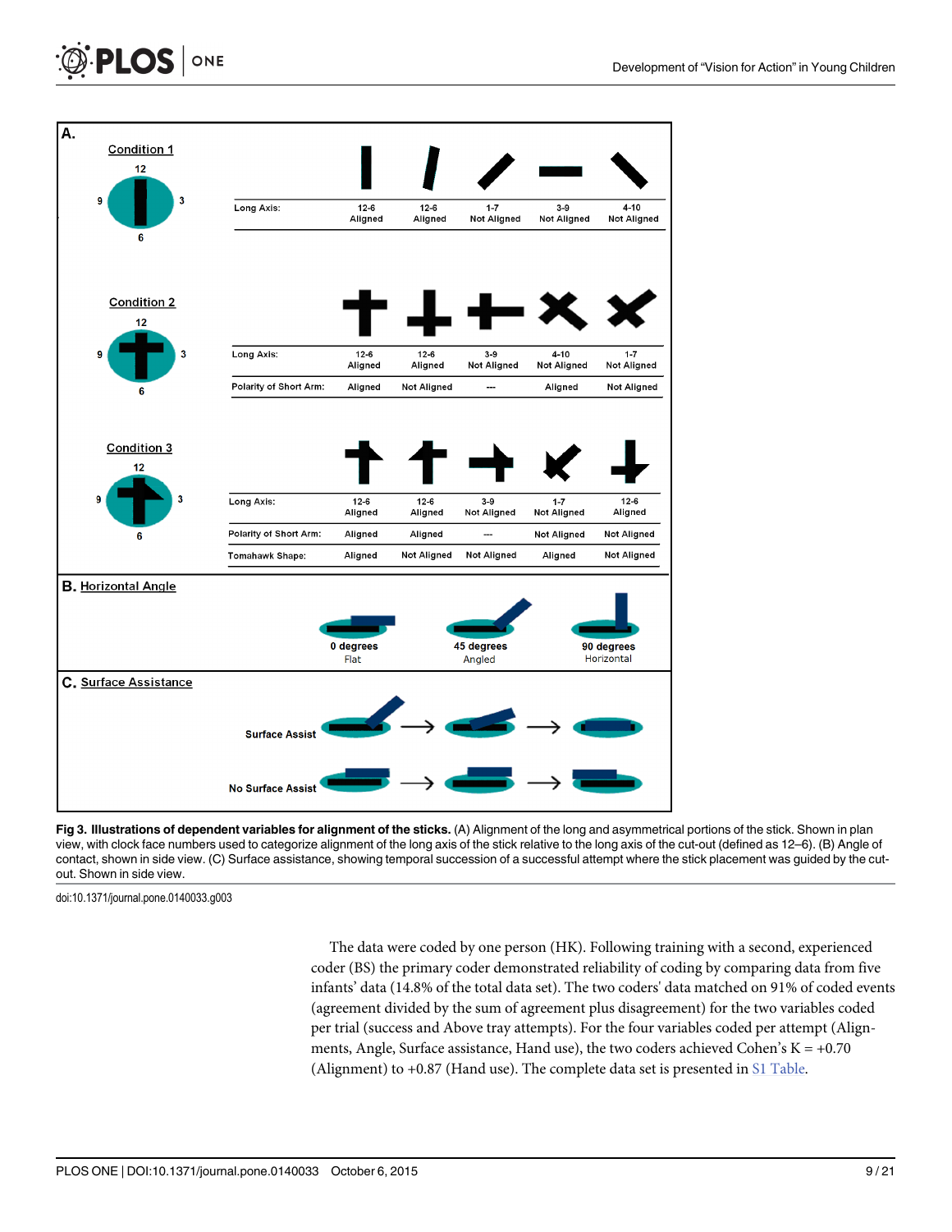**Fig 3. Illustrations of dependent variables for alignment of the sticks.** (A) Alignment of the long and asymmetrical portions of the stick. Shown in plan view, with clock face numbers used to categorize alignment of the long axis of the stick relative to the long axis of the cut-out (defined as 12–6). (B) Angle of contact, shown in side view. (C) Surface assistance, showing temporal succession of a successful attempt where the stick placement was guided by the cut-out. Shown in side view.

doi:10.1371/journal.pone.0140033.g003

The data were coded by one person (HK). Following training with a second, experienced coder (BS) the primary coder demonstrated reliability of coding by comparing data from five infants' data (14.8% of the total data set). The two coders' data matched on 91% of coded events (agreement divided by the sum of agreement plus disagreement) for the two variables coded per trial (success and Above tray attempts). For the four variables coded per attempt (Alignments, Angle, Surface assistance, Hand use), the two coders achieved Cohen's K = +0.70 (Alignment) to +0.87 (Hand use). The complete data set is presented in S1 Table.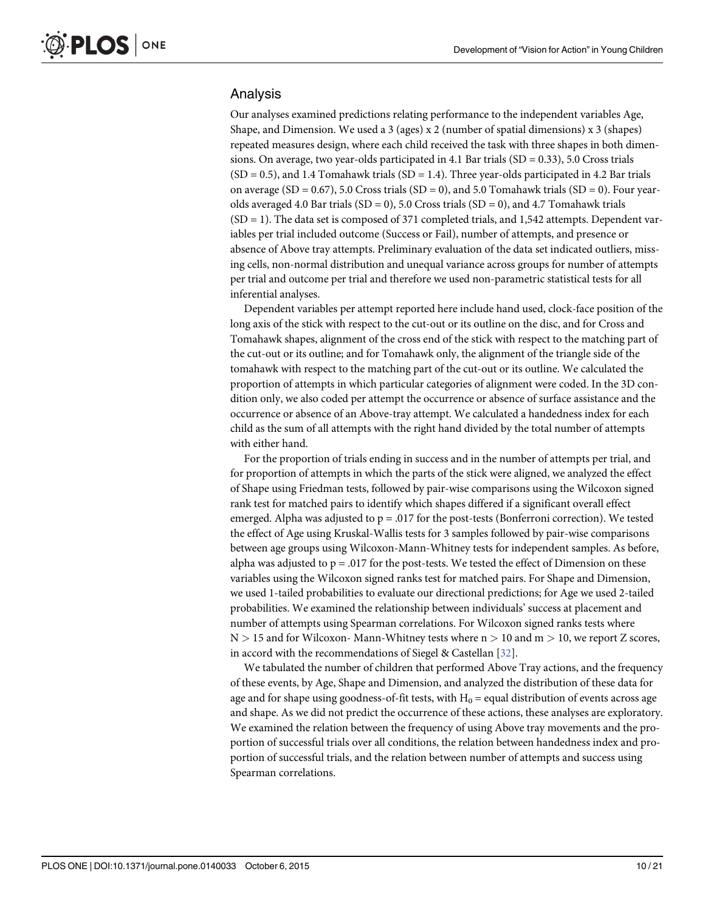## Analysis

Our analyses examined predictions relating performance to the independent variables Age, Shape, and Dimension. We used a 3 (ages) x 2 (number of spatial dimensions) x 3 (shapes) repeated measures design, where each child received the task with three shapes in both dimensions. On average, two year-olds participated in 4.1 Bar trials (SD = 0.33), 5.0 Cross trials (SD = 0.5), and 1.4 Tomahawk trials (SD = 1.4). Three year-olds participated in 4.2 Bar trials on average (SD = 0.67), 5.0 Cross trials (SD = 0), and 5.0 Tomahawk trials (SD = 0). Four year-olds averaged 4.0 Bar trials (SD = 0), 5.0 Cross trials (SD = 0), and 4.7 Tomahawk trials (SD = 1). The data set is composed of 371 completed trials, and 1,542 attempts. Dependent variables per trial included outcome (Success or Fail), number of attempts, and presence or absence of Above tray attempts. Preliminary evaluation of the data set indicated outliers, missing cells, non-normal distribution and unequal variance across groups for number of attempts per trial and outcome per trial and therefore we used non-parametric statistical tests for all inferential analyses.

Dependent variables per attempt reported here include hand used, clock-face position of the long axis of the stick with respect to the cut-out or its outline on the disc, and for Cross and Tomahawk shapes, alignment of the cross end of the stick with respect to the matching part of the cut-out or its outline; and for Tomahawk only, the alignment of the triangle side of the tomahawk with respect to the matching part of the cut-out or its outline. We calculated the proportion of attempts in which particular categories of alignment were coded. In the 3D condition only, we also coded per attempt the occurrence or absence of surface assistance and the occurrence or absence of an Above-tray attempt. We calculated a handedness index for each child as the sum of all attempts with the right hand divided by the total number of attempts with either hand.

For the proportion of trials ending in success and in the number of attempts per trial, and for proportion of attempts in which the parts of the stick were aligned, we analyzed the effect of Shape using Friedman tests, followed by pair-wise comparisons using the Wilcoxon signed rank test for matched pairs to identify which shapes differed if a significant overall effect emerged. Alpha was adjusted to $p = .017$ for the post-tests (Bonferroni correction). We tested the effect of Age using Kruskal-Wallis tests for 3 samples followed by pair-wise comparisons between age groups using Wilcoxon-Mann-Whitney tests for independent samples. As before, alpha was adjusted to $p = .017$ for the post-tests. We tested the effect of Dimension on these variables using the Wilcoxon signed ranks test for matched pairs. For Shape and Dimension, we used 1-tailed probabilities to evaluate our directional predictions; for Age we used 2-tailed probabilities. We examined the relationship between individuals' success at placement and number of attempts using Spearman correlations. For Wilcoxon signed ranks tests where $N > 15$ and for Wilcoxon- Mann-Whitney tests where $n > 10$ and $m > 10$, we report Z scores, in accord with the recommendations of Siegel & Castellan [32].

We tabulated the number of children that performed Above Tray actions, and the frequency of these events, by Age, Shape and Dimension, and analyzed the distribution of these data for age and for shape using goodness-of-fit tests, with $H_0$ = equal distribution of events across age and shape. As we did not predict the occurrence of these actions, these analyses are exploratory. We examined the relation between the frequency of using Above tray movements and the proportion of successful trials over all conditions, the relation between handedness index and proportion of successful trials, and the relation between number of attempts and success using Spearman correlations.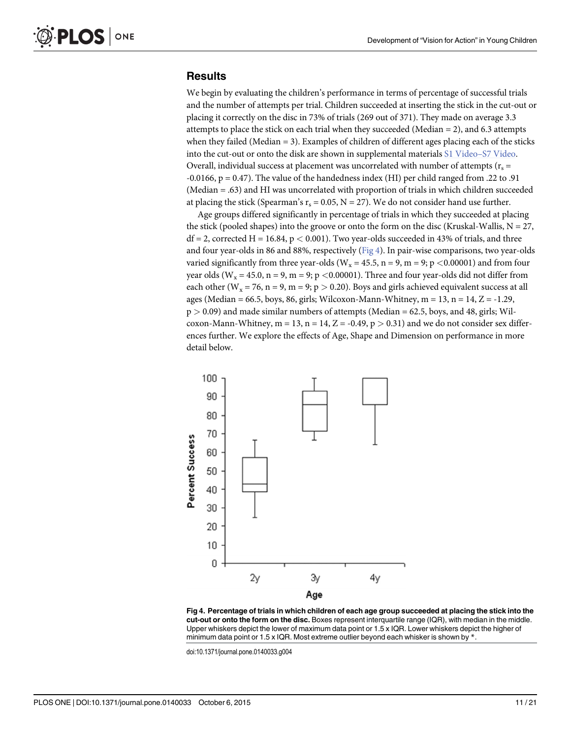## Results

We begin by evaluating the children's performance in terms of percentage of successful trials and the number of attempts per trial. Children succeeded at inserting the stick in the cut-out or placing it correctly on the disc in 73% of trials (269 out of 371). They made on average 3.3 attempts to place the stick on each trial when they succeeded (Median = 2), and 6.3 attempts when they failed (Median = 3). Examples of children of different ages placing each of the sticks into the cut-out or onto the disk are shown in supplemental materials S1 Video–S7 Video. Overall, individual success at placement was uncorrelated with number of attempts ($r_s$ = -0.0166, p = 0.47). The value of the handedness index (HI) per child ranged from .22 to .91 (Median = .63) and HI was uncorrelated with proportion of trials in which children succeeded at placing the stick (Spearman's $r_s$ = 0.05, N = 27). We do not consider hand use further.

Age groups differed significantly in percentage of trials in which they succeeded at placing the stick (pooled shapes) into the groove or onto the form on the disc (Kruskal-Wallis, N = 27, df = 2, corrected H = 16.84, $p < 0.001$). Two year-olds succeeded in 43% of trials, and three and four year-olds in 86 and 88%, respectively (Fig 4). In pair-wise comparisons, two year-olds varied significantly from three year-olds ($W_x$ = 45.5, n = 9, m = 9; $p < 0.00001$) and from four year olds ($W_x$ = 45.0, n = 9, m = 9; $p < 0.00001$). Three and four year-olds did not differ from each other ($W_x$ = 76, n = 9, m = 9; $p > 0.20$). Boys and girls achieved equivalent success at all ages (Median = 66.5, boys, 86, girls; Wilcoxon-Mann-Whitney, m = 13, n = 14, Z = -1.29, $p > 0.09$) and made similar numbers of attempts (Median = 62.5, boys, and 48, girls; Wilcoxon-Mann-Whitney, m = 13, n = 14, Z = -0.49, $p > 0.31$) and we do not consider sex differences further. We explore the effects of Age, Shape and Dimension on performance in more detail below.

**Fig 4. Percentage of trials in which children of each age group succeeded at placing the stick into the cut-out or onto the form on the disc.** Boxes represent interquartile range (IQR), with median in the middle. Upper whiskers depict the lower of maximum data point or 1.5 x IQR. Lower whiskers depict the higher of minimum data point or 1.5 x IQR. Most extreme outlier beyond each whisker is shown by *.

doi:10.1371/journal.pone.0140033.g004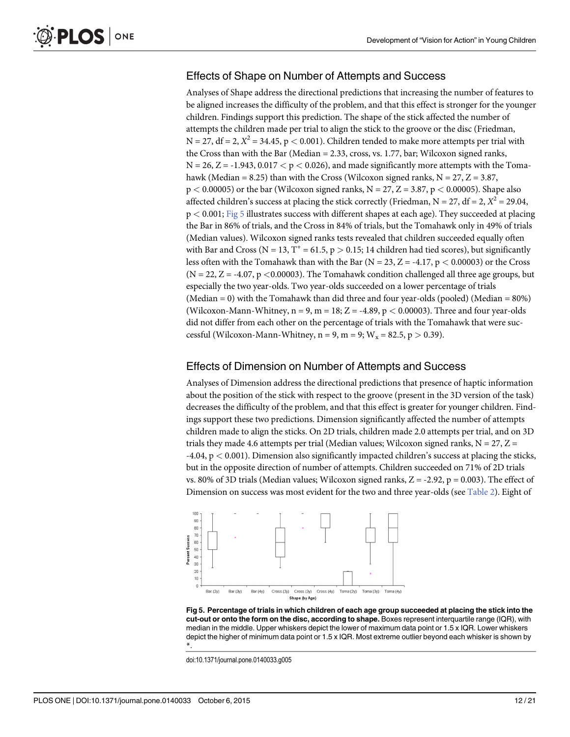## Effects of Shape on Number of Attempts and Success

Analyses of Shape address the directional predictions that increasing the number of features to be aligned increases the difficulty of the problem, and that this effect is stronger for the younger children. Findings support this prediction. The shape of the stick affected the number of attempts the children made per trial to align the stick to the groove or the disc (Friedman, N = 27, df = 2, $X^2 = 34.45$, $p < 0.001$). Children tended to make more attempts per trial with the Cross than with the Bar (Median = 2.33, cross, vs. 1.77, bar; Wilcoxon signed ranks, N = 26, Z = -1.943, $0.017 < p < 0.026$), and made significantly more attempts with the Tomahawk (Median = 8.25) than with the Cross (Wilcoxon signed ranks, N = 27, Z = 3.87, $p < 0.00005$) or the bar (Wilcoxon signed ranks, N = 27, Z = 3.87, $p < 0.00005$). Shape also affected children's success at placing the stick correctly (Friedman, N = 27, df = 2, $X^2 = 29.04$, $p < 0.001$; Fig 5 illustrates success with different shapes at each age). They succeeded at placing the Bar in 86% of trials, and the Cross in 84% of trials, but the Tomahawk only in 49% of trials (Median values). Wilcoxon signed ranks tests revealed that children succeeded equally often with Bar and Cross (N = 13, $T^+ = 61.5$, $p > 0.15$; 14 children had tied scores), but significantly less often with the Tomahawk than with the Bar (N = 23, Z = -4.17, $p < 0.00003$) or the Cross (N = 22, Z = -4.07, $p < 0.00003$). The Tomahawk condition challenged all three age groups, but especially the two year-olds. Two year-olds succeeded on a lower percentage of trials (Median = 0) with the Tomahawk than did three and four year-olds (pooled) (Median = 80%) (Wilcoxon-Mann-Whitney, n = 9, m = 18; Z = -4.89, $p < 0.00003$). Three and four year-olds did not differ from each other on the percentage of trials with the Tomahawk that were successful (Wilcoxon-Mann-Whitney, n = 9, m = 9; $W_x = 82.5$, $p > 0.39$).

## Effects of Dimension on Number of Attempts and Success

Analyses of Dimension address the directional predictions that presence of haptic information about the position of the stick with respect to the groove (present in the 3D version of the task) decreases the difficulty of the problem, and that this effect is greater for younger children. Findings support these two predictions. Dimension significantly affected the number of attempts children made to align the sticks. On 2D trials, children made 2.0 attempts per trial, and on 3D trials they made 4.6 attempts per trial (Median values; Wilcoxon signed ranks, N = 27, Z = -4.04, $p < 0.001$). Dimension also significantly impacted children's success at placing the sticks, but in the opposite direction of number of attempts. Children succeeded on 71% of 2D trials vs. 80% of 3D trials (Median values; Wilcoxon signed ranks, Z = -2.92, p = 0.003). The effect of Dimension on success was most evident for the two and three year-olds (see Table 2). Eight of

**Fig 5. Percentage of trials in which children of each age group succeeded at placing the stick into the cut-out or onto the form on the disc, according to shape.** Boxes represent interquartile range (IQR), with median in the middle. Upper whiskers depict the lower of maximum data point or 1.5 x IQR. Lower whiskers depict the higher of minimum data point or 1.5 x IQR. Most extreme outlier beyond each whisker is shown by *.

doi:10.1371/journal.pone.0140033.g005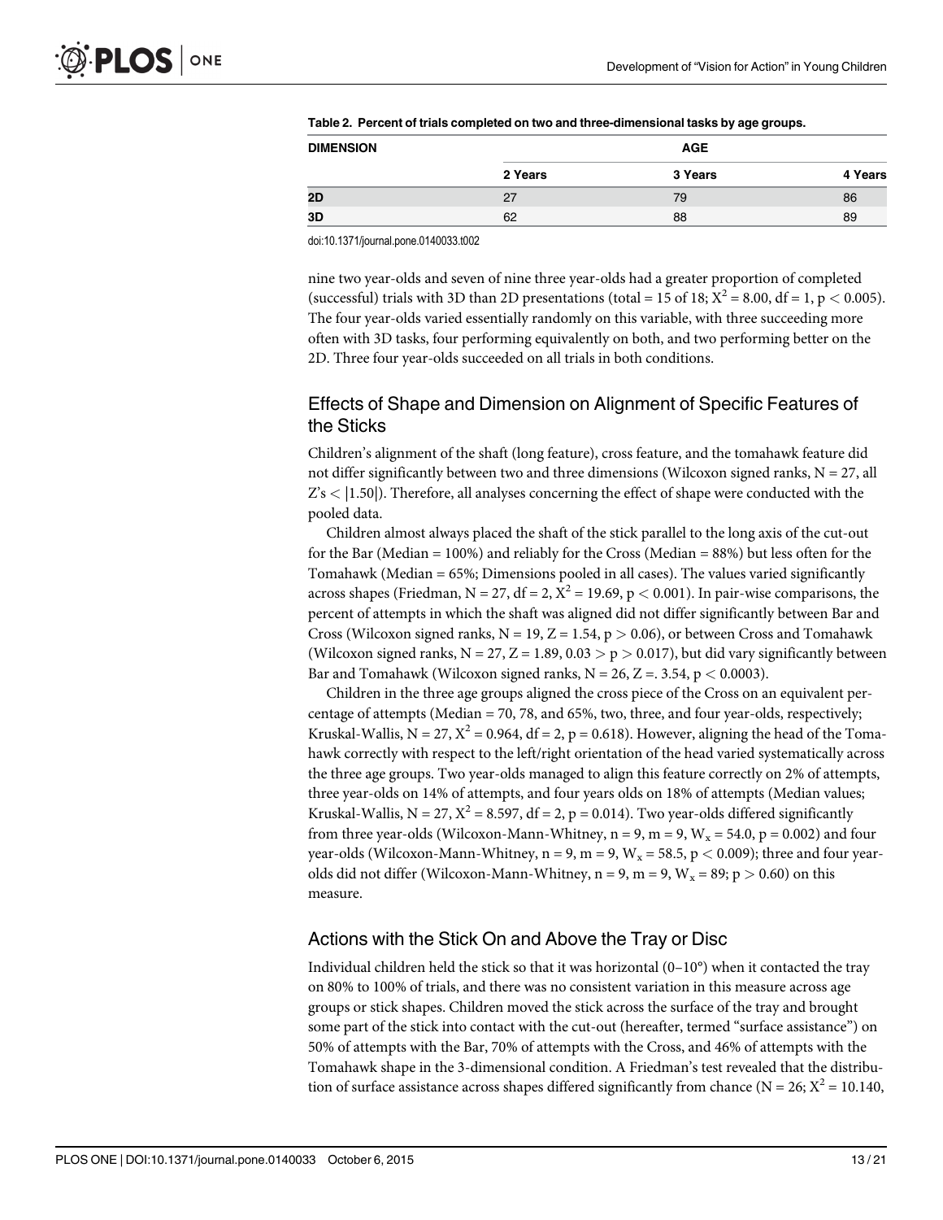Table 2. Percent of trials completed on two and three-dimensional tasks by age groups.

| DIMENSION | AGE | | |
|---|---|---|---|
| | 2 Years | 3 Years | 4 Years |
| 2D | 27 | 79 | 86 |
| 3D | 62 | 88 | 89 |

doi:10.1371/journal.pone.0140033.t002

nine two year-olds and seven of nine three year-olds had a greater proportion of completed (successful) trials with 3D than 2D presentations (total = 15 of 18; $X^2 = 8.00$, df = 1, $p < 0.005$). The four year-olds varied essentially randomly on this variable, with three succeeding more often with 3D tasks, four performing equivalently on both, and two performing better on the 2D. Three four year-olds succeeded on all trials in both conditions.

## Effects of Shape and Dimension on Alignment of Specific Features of the Sticks

Children's alignment of the shaft (long feature), cross feature, and the tomahawk feature did not differ significantly between two and three dimensions (Wilcoxon signed ranks, N = 27, all Z's < |1.50|). Therefore, all analyses concerning the effect of shape were conducted with the pooled data.

Children almost always placed the shaft of the stick parallel to the long axis of the cut-out for the Bar (Median = 100%) and reliably for the Cross (Median = 88%) but less often for the Tomahawk (Median = 65%; Dimensions pooled in all cases). The values varied significantly across shapes (Friedman, N = 27, df = 2, $X^2 = 19.69$, $p < 0.001$). In pair-wise comparisons, the percent of attempts in which the shaft was aligned did not differ significantly between Bar and Cross (Wilcoxon signed ranks, N = 19, Z = 1.54, $p > 0.06$), or between Cross and Tomahawk (Wilcoxon signed ranks, N = 27, Z = 1.89, $0.03 > p > 0.017$), but did vary significantly between Bar and Tomahawk (Wilcoxon signed ranks, N = 26, Z =. 3.54, $p < 0.0003$).

Children in the three age groups aligned the cross piece of the Cross on an equivalent percentage of attempts (Median = 70, 78, and 65%, two, three, and four year-olds, respectively; Kruskal-Wallis, N = 27, $X^2 = 0.964$, df = 2, p = 0.618). However, aligning the head of the Tomahawk correctly with respect to the left/right orientation of the head varied systematically across the three age groups. Two year-olds managed to align this feature correctly on 2% of attempts, three year-olds on 14% of attempts, and four years olds on 18% of attempts (Median values; Kruskal-Wallis, N = 27, $X^2 = 8.597$, df = 2, p = 0.014). Two year-olds differed significantly from three year-olds (Wilcoxon-Mann-Whitney, n = 9, m = 9, $W_x = 54.0$, p = 0.002) and four year-olds (Wilcoxon-Mann-Whitney, n = 9, m = 9, $W_x = 58.5$, $p < 0.009$); three and four year-olds did not differ (Wilcoxon-Mann-Whitney, n = 9, m = 9, $W_x = 89$; $p > 0.60$) on this measure.

## Actions with the Stick On and Above the Tray or Disc

Individual children held the stick so that it was horizontal (0–10°) when it contacted the tray on 80% to 100% of trials, and there was no consistent variation in this measure across age groups or stick shapes. Children moved the stick across the surface of the tray and brought some part of the stick into contact with the cut-out (hereafter, termed "surface assistance") on 50% of attempts with the Bar, 70% of attempts with the Cross, and 46% of attempts with the Tomahawk shape in the 3-dimensional condition. A Friedman's test revealed that the distribution of surface assistance across shapes differed significantly from chance (N = 26; $X^2 = 10.140$,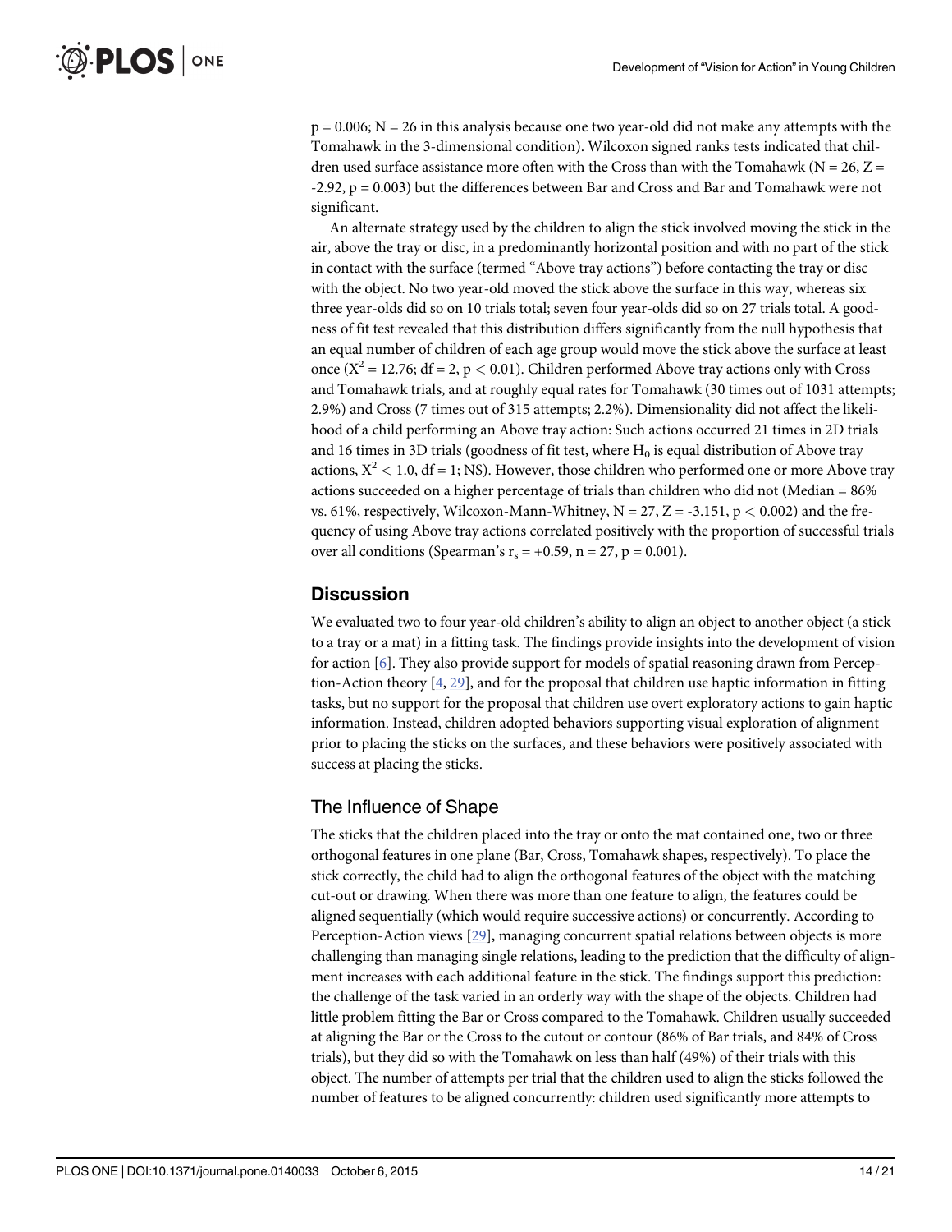p = 0.006; N = 26 in this analysis because one two year-old did not make any attempts with the Tomahawk in the 3-dimensional condition). Wilcoxon signed ranks tests indicated that children used surface assistance more often with the Cross than with the Tomahawk (N = 26, Z = -2.92, p = 0.003) but the differences between Bar and Cross and Bar and Tomahawk were not significant.

An alternate strategy used by the children to align the stick involved moving the stick in the air, above the tray or disc, in a predominantly horizontal position and with no part of the stick in contact with the surface (termed "Above tray actions") before contacting the tray or disc with the object. No two year-old moved the stick above the surface in this way, whereas six three year-olds did so on 10 trials total; seven four year-olds did so on 27 trials total. A goodness of fit test revealed that this distribution differs significantly from the null hypothesis that an equal number of children of each age group would move the stick above the surface at least once ($X^2 = 12.76$; df = 2, $p < 0.01$). Children performed Above tray actions only with Cross and Tomahawk trials, and at roughly equal rates for Tomahawk (30 times out of 1031 attempts; 2.9%) and Cross (7 times out of 315 attempts; 2.2%). Dimensionality did not affect the likelihood of a child performing an Above tray action: Such actions occurred 21 times in 2D trials and 16 times in 3D trials (goodness of fit test, where $H_0$ is equal distribution of Above tray actions, $X^2 < 1.0$, df = 1; NS). However, those children who performed one or more Above tray actions succeeded on a higher percentage of trials than children who did not (Median = 86% vs. 61%, respectively, Wilcoxon-Mann-Whitney, N = 27, Z = -3.151, $p < 0.002$) and the frequency of using Above tray actions correlated positively with the proportion of successful trials over all conditions (Spearman's $r_s = +0.59$, n = 27, p = 0.001).

## Discussion

We evaluated two to four year-old children's ability to align an object to another object (a stick to a tray or a mat) in a fitting task. The findings provide insights into the development of vision for action [6]. They also provide support for models of spatial reasoning drawn from Perception-Action theory [4, 29], and for the proposal that children use haptic information in fitting tasks, but no support for the proposal that children use overt exploratory actions to gain haptic information. Instead, children adopted behaviors supporting visual exploration of alignment prior to placing the sticks on the surfaces, and these behaviors were positively associated with success at placing the sticks.

### The Influence of Shape

The sticks that the children placed into the tray or onto the mat contained one, two or three orthogonal features in one plane (Bar, Cross, Tomahawk shapes, respectively). To place the stick correctly, the child had to align the orthogonal features of the object with the matching cut-out or drawing. When there was more than one feature to align, the features could be aligned sequentially (which would require successive actions) or concurrently. According to Perception-Action views [29], managing concurrent spatial relations between objects is more challenging than managing single relations, leading to the prediction that the difficulty of alignment increases with each additional feature in the stick. The findings support this prediction: the challenge of the task varied in an orderly way with the shape of the objects. Children had little problem fitting the Bar or Cross compared to the Tomahawk. Children usually succeeded at aligning the Bar or the Cross to the cutout or contour (86% of Bar trials, and 84% of Cross trials), but they did so with the Tomahawk on less than half (49%) of their trials with this object. The number of attempts per trial that the children used to align the sticks followed the number of features to be aligned concurrently: children used significantly more attempts to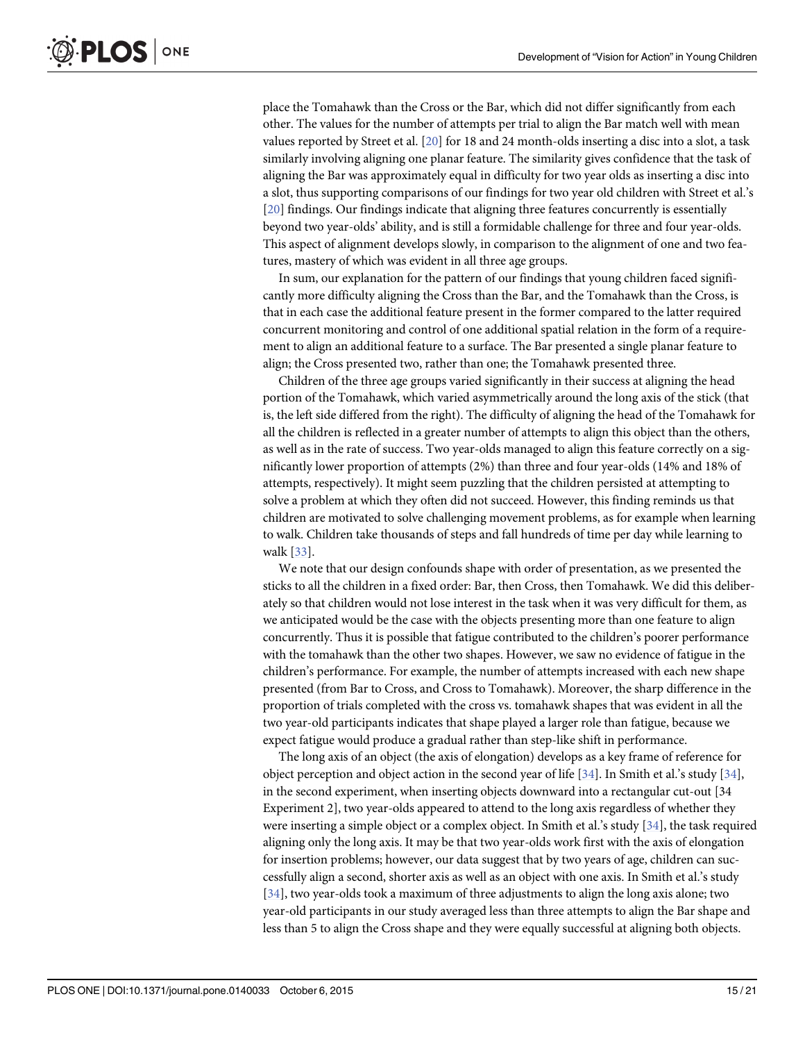place the Tomahawk than the Cross or the Bar, which did not differ significantly from each other. The values for the number of attempts per trial to align the Bar match well with mean values reported by Street et al. [20] for 18 and 24 month-olds inserting a disc into a slot, a task similarly involving aligning one planar feature. The similarity gives confidence that the task of aligning the Bar was approximately equal in difficulty for two year olds as inserting a disc into a slot, thus supporting comparisons of our findings for two year old children with Street et al.'s [20] findings. Our findings indicate that aligning three features concurrently is essentially beyond two year-olds' ability, and is still a formidable challenge for three and four year-olds. This aspect of alignment develops slowly, in comparison to the alignment of one and two features, mastery of which was evident in all three age groups.

In sum, our explanation for the pattern of our findings that young children faced significantly more difficulty aligning the Cross than the Bar, and the Tomahawk than the Cross, is that in each case the additional feature present in the former compared to the latter required concurrent monitoring and control of one additional spatial relation in the form of a requirement to align an additional feature to a surface. The Bar presented a single planar feature to align; the Cross presented two, rather than one; the Tomahawk presented three.

Children of the three age groups varied significantly in their success at aligning the head portion of the Tomahawk, which varied asymmetrically around the long axis of the stick (that is, the left side differed from the right). The difficulty of aligning the head of the Tomahawk for all the children is reflected in a greater number of attempts to align this object than the others, as well as in the rate of success. Two year-olds managed to align this feature correctly on a significantly lower proportion of attempts (2%) than three and four year-olds (14% and 18% of attempts, respectively). It might seem puzzling that the children persisted at attempting to solve a problem at which they often did not succeed. However, this finding reminds us that children are motivated to solve challenging movement problems, as for example when learning to walk. Children take thousands of steps and fall hundreds of time per day while learning to walk [33].

We note that our design confounds shape with order of presentation, as we presented the sticks to all the children in a fixed order: Bar, then Cross, then Tomahawk. We did this deliberately so that children would not lose interest in the task when it was very difficult for them, as we anticipated would be the case with the objects presenting more than one feature to align concurrently. Thus it is possible that fatigue contributed to the children's poorer performance with the tomahawk than the other two shapes. However, we saw no evidence of fatigue in the children's performance. For example, the number of attempts increased with each new shape presented (from Bar to Cross, and Cross to Tomahawk). Moreover, the sharp difference in the proportion of trials completed with the cross vs. tomahawk shapes that was evident in all the two year-old participants indicates that shape played a larger role than fatigue, because we expect fatigue would produce a gradual rather than step-like shift in performance.

The long axis of an object (the axis of elongation) develops as a key frame of reference for object perception and object action in the second year of life [34]. In Smith et al.'s study [34], in the second experiment, when inserting objects downward into a rectangular cut-out [34 Experiment 2], two year-olds appeared to attend to the long axis regardless of whether they were inserting a simple object or a complex object. In Smith et al.'s study [34], the task required aligning only the long axis. It may be that two year-olds work first with the axis of elongation for insertion problems; however, our data suggest that by two years of age, children can successfully align a second, shorter axis as well as an object with one axis. In Smith et al.'s study [34], two year-olds took a maximum of three adjustments to align the long axis alone; two year-old participants in our study averaged less than three attempts to align the Bar shape and less than 5 to align the Cross shape and they were equally successful at aligning both objects.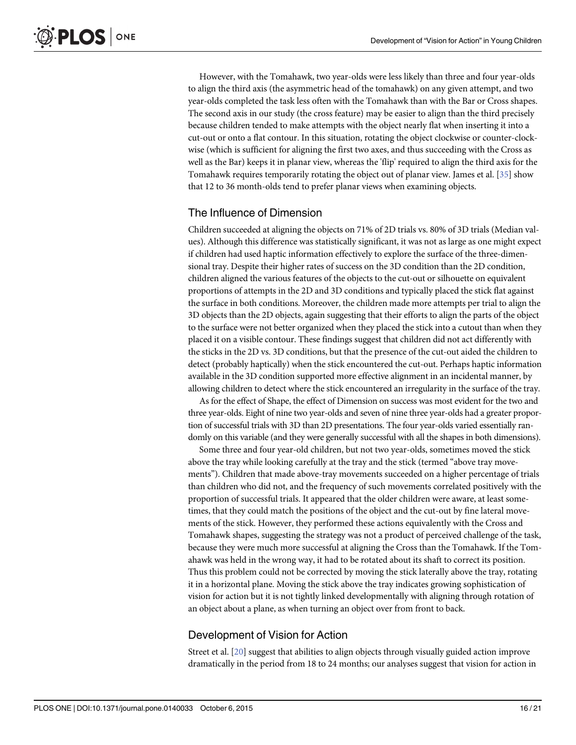However, with the Tomahawk, two year-olds were less likely than three and four year-olds to align the third axis (the asymmetric head of the tomahawk) on any given attempt, and two year-olds completed the task less often with the Tomahawk than with the Bar or Cross shapes. The second axis in our study (the cross feature) may be easier to align than the third precisely because children tended to make attempts with the object nearly flat when inserting it into a cut-out or onto a flat contour. In this situation, rotating the object clockwise or counter-clockwise (which is sufficient for aligning the first two axes, and thus succeeding with the Cross as well as the Bar) keeps it in planar view, whereas the 'flip' required to align the third axis for the Tomahawk requires temporarily rotating the object out of planar view. James et al. [35] show that 12 to 36 month-olds tend to prefer planar views when examining objects.

## The Influence of Dimension

Children succeeded at aligning the objects on 71% of 2D trials vs. 80% of 3D trials (Median values). Although this difference was statistically significant, it was not as large as one might expect if children had used haptic information effectively to explore the surface of the three-dimensional tray. Despite their higher rates of success on the 3D condition than the 2D condition, children aligned the various features of the objects to the cut-out or silhouette on equivalent proportions of attempts in the 2D and 3D conditions and typically placed the stick flat against the surface in both conditions. Moreover, the children made more attempts per trial to align the 3D objects than the 2D objects, again suggesting that their efforts to align the parts of the object to the surface were not better organized when they placed the stick into a cutout than when they placed it on a visible contour. These findings suggest that children did not act differently with the sticks in the 2D vs. 3D conditions, but that the presence of the cut-out aided the children to detect (probably haptically) when the stick encountered the cut-out. Perhaps haptic information available in the 3D condition supported more effective alignment in an incidental manner, by allowing children to detect where the stick encountered an irregularity in the surface of the tray.

As for the effect of Shape, the effect of Dimension on success was most evident for the two and three year-olds. Eight of nine two year-olds and seven of nine three year-olds had a greater proportion of successful trials with 3D than 2D presentations. The four year-olds varied essentially randomly on this variable (and they were generally successful with all the shapes in both dimensions).

Some three and four year-old children, but not two year-olds, sometimes moved the stick above the tray while looking carefully at the tray and the stick (termed "above tray movements"). Children that made above-tray movements succeeded on a higher percentage of trials than children who did not, and the frequency of such movements correlated positively with the proportion of successful trials. It appeared that the older children were aware, at least sometimes, that they could match the positions of the object and the cut-out by fine lateral movements of the stick. However, they performed these actions equivalently with the Cross and Tomahawk shapes, suggesting the strategy was not a product of perceived challenge of the task, because they were much more successful at aligning the Cross than the Tomahawk. If the Tomahawk was held in the wrong way, it had to be rotated about its shaft to correct its position. Thus this problem could not be corrected by moving the stick laterally above the tray, rotating it in a horizontal plane. Moving the stick above the tray indicates growing sophistication of vision for action but it is not tightly linked developmentally with aligning through rotation of an object about a plane, as when turning an object over from front to back.

## Development of Vision for Action

Street et al. [20] suggest that abilities to align objects through visually guided action improve dramatically in the period from 18 to 24 months; our analyses suggest that vision for action in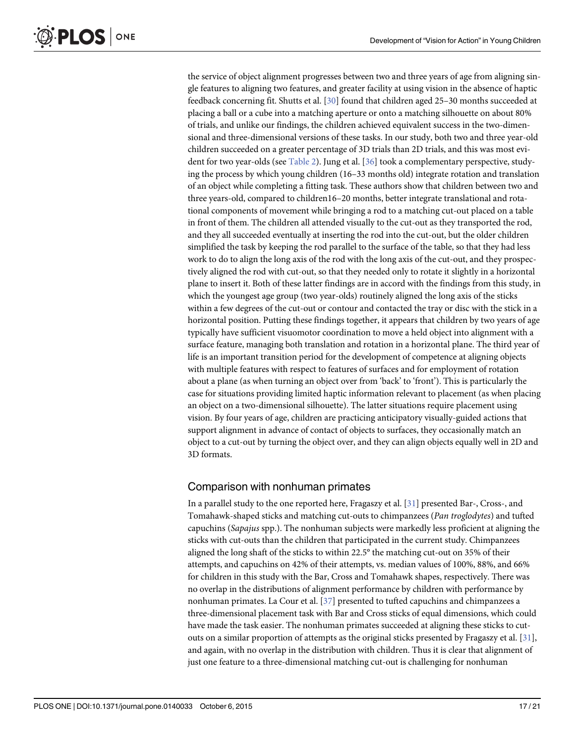the service of object alignment progresses between two and three years of age from aligning single features to aligning two features, and greater facility at using vision in the absence of haptic feedback concerning fit. Shutts et al. [30] found that children aged 25–30 months succeeded at placing a ball or a cube into a matching aperture or onto a matching silhouette on about 80% of trials, and unlike our findings, the children achieved equivalent success in the two-dimensional and three-dimensional versions of these tasks. In our study, both two and three year-old children succeeded on a greater percentage of 3D trials than 2D trials, and this was most evident for two year-olds (see Table 2). Jung et al. [36] took a complementary perspective, studying the process by which young children (16–33 months old) integrate rotation and translation of an object while completing a fitting task. These authors show that children between two and three years-old, compared to children16–20 months, better integrate translational and rotational components of movement while bringing a rod to a matching cut-out placed on a table in front of them. The children all attended visually to the cut-out as they transported the rod, and they all succeeded eventually at inserting the rod into the cut-out, but the older children simplified the task by keeping the rod parallel to the surface of the table, so that they had less work to do to align the long axis of the rod with the long axis of the cut-out, and they prospectively aligned the rod with cut-out, so that they needed only to rotate it slightly in a horizontal plane to insert it. Both of these latter findings are in accord with the findings from this study, in which the youngest age group (two year-olds) routinely aligned the long axis of the sticks within a few degrees of the cut-out or contour and contacted the tray or disc with the stick in a horizontal position. Putting these findings together, it appears that children by two years of age typically have sufficient visuomotor coordination to move a held object into alignment with a surface feature, managing both translation and rotation in a horizontal plane. The third year of life is an important transition period for the development of competence at aligning objects with multiple features with respect to features of surfaces and for employment of rotation about a plane (as when turning an object over from 'back' to 'front'). This is particularly the case for situations providing limited haptic information relevant to placement (as when placing an object on a two-dimensional silhouette). The latter situations require placement using vision. By four years of age, children are practicing anticipatory visually-guided actions that support alignment in advance of contact of objects to surfaces, they occasionally match an object to a cut-out by turning the object over, and they can align objects equally well in 2D and 3D formats.

## Comparison with nonhuman primates

In a parallel study to the one reported here, Fragaszy et al. [31] presented Bar-, Cross-, and Tomahawk-shaped sticks and matching cut-outs to chimpanzees (*Pan troglodytes*) and tufted capuchins (*Sapajus* spp.). The nonhuman subjects were markedly less proficient at aligning the sticks with cut-outs than the children that participated in the current study. Chimpanzees aligned the long shaft of the sticks to within 22.5° the matching cut-out on 35% of their attempts, and capuchins on 42% of their attempts, vs. median values of 100%, 88%, and 66% for children in this study with the Bar, Cross and Tomahawk shapes, respectively. There was no overlap in the distributions of alignment performance by children with performance by nonhuman primates. La Cour et al. [37] presented to tufted capuchins and chimpanzees a three-dimensional placement task with Bar and Cross sticks of equal dimensions, which could have made the task easier. The nonhuman primates succeeded at aligning these sticks to cut-outs on a similar proportion of attempts as the original sticks presented by Fragaszy et al. [31], and again, with no overlap in the distribution with children. Thus it is clear that alignment of just one feature to a three-dimensional matching cut-out is challenging for nonhuman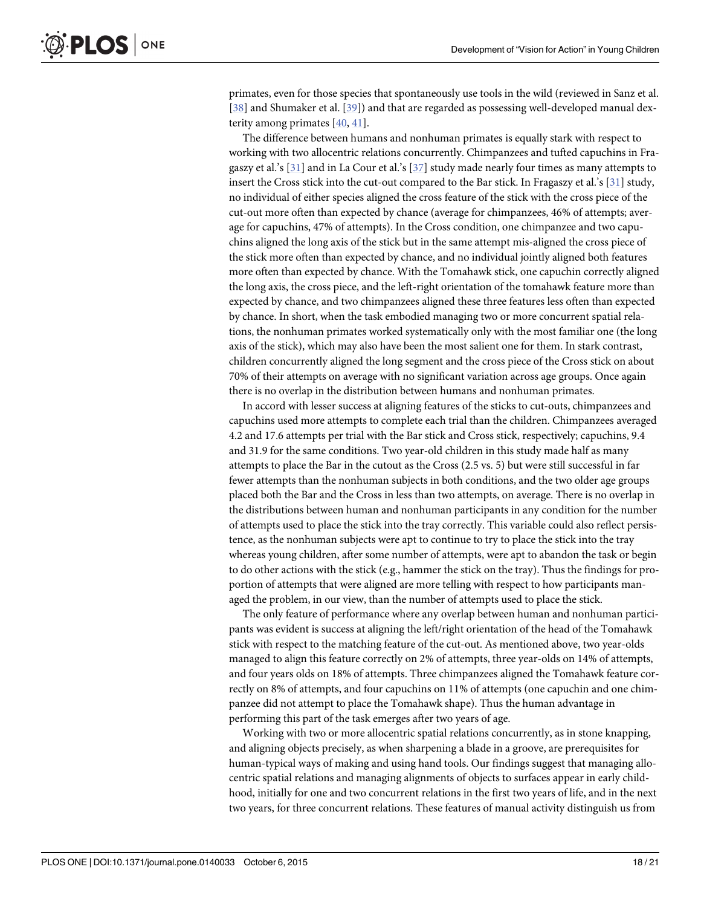primates, even for those species that spontaneously use tools in the wild (reviewed in Sanz et al. [38] and Shumaker et al. [39]) and that are regarded as possessing well-developed manual dexterity among primates [40, 41].

The difference between humans and nonhuman primates is equally stark with respect to working with two allocentric relations concurrently. Chimpanzees and tufted capuchins in Fragaszy et al.'s [31] and in La Cour et al.'s [37] study made nearly four times as many attempts to insert the Cross stick into the cut-out compared to the Bar stick. In Fragaszy et al.'s [31] study, no individual of either species aligned the cross feature of the stick with the cross piece of the cut-out more often than expected by chance (average for chimpanzees, 46% of attempts; average for capuchins, 47% of attempts). In the Cross condition, one chimpanzee and two capuchins aligned the long axis of the stick but in the same attempt mis-aligned the cross piece of the stick more often than expected by chance, and no individual jointly aligned both features more often than expected by chance. With the Tomahawk stick, one capuchin correctly aligned the long axis, the cross piece, and the left-right orientation of the tomahawk feature more than expected by chance, and two chimpanzees aligned these three features less often than expected by chance. In short, when the task embodied managing two or more concurrent spatial relations, the nonhuman primates worked systematically only with the most familiar one (the long axis of the stick), which may also have been the most salient one for them. In stark contrast, children concurrently aligned the long segment and the cross piece of the Cross stick on about 70% of their attempts on average with no significant variation across age groups. Once again there is no overlap in the distribution between humans and nonhuman primates.

In accord with lesser success at aligning features of the sticks to cut-outs, chimpanzees and capuchins used more attempts to complete each trial than the children. Chimpanzees averaged 4.2 and 17.6 attempts per trial with the Bar stick and Cross stick, respectively; capuchins, 9.4 and 31.9 for the same conditions. Two year-old children in this study made half as many attempts to place the Bar in the cutout as the Cross (2.5 vs. 5) but were still successful in far fewer attempts than the nonhuman subjects in both conditions, and the two older age groups placed both the Bar and the Cross in less than two attempts, on average. There is no overlap in the distributions between human and nonhuman participants in any condition for the number of attempts used to place the stick into the tray correctly. This variable could also reflect persistence, as the nonhuman subjects were apt to continue to try to place the stick into the tray whereas young children, after some number of attempts, were apt to abandon the task or begin to do other actions with the stick (e.g., hammer the stick on the tray). Thus the findings for proportion of attempts that were aligned are more telling with respect to how participants managed the problem, in our view, than the number of attempts used to place the stick.

The only feature of performance where any overlap between human and nonhuman participants was evident is success at aligning the left/right orientation of the head of the Tomahawk stick with respect to the matching feature of the cut-out. As mentioned above, two year-olds managed to align this feature correctly on 2% of attempts, three year-olds on 14% of attempts, and four years olds on 18% of attempts. Three chimpanzees aligned the Tomahawk feature correctly on 8% of attempts, and four capuchins on 11% of attempts (one capuchin and one chimpanzee did not attempt to place the Tomahawk shape). Thus the human advantage in performing this part of the task emerges after two years of age.

Working with two or more allocentric spatial relations concurrently, as in stone knapping, and aligning objects precisely, as when sharpening a blade in a groove, are prerequisites for human-typical ways of making and using hand tools. Our findings suggest that managing allocentric spatial relations and managing alignments of objects to surfaces appear in early childhood, initially for one and two concurrent relations in the first two years of life, and in the next two years, for three concurrent relations. These features of manual activity distinguish us from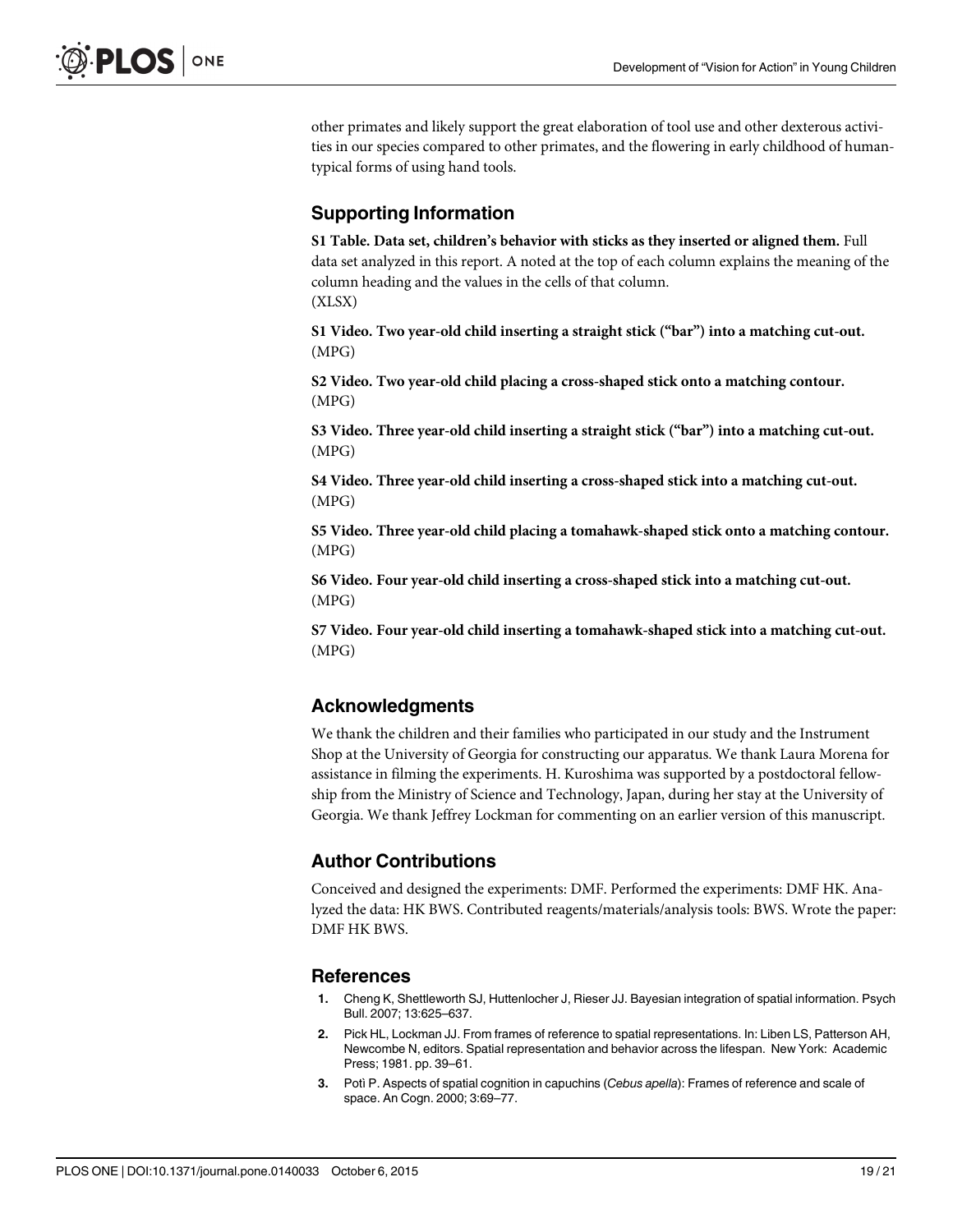other primates and likely support the great elaboration of tool use and other dexterous activities in our species compared to other primates, and the flowering in early childhood of human-typical forms of using hand tools.

## Supporting Information

**S1 Table. Data set, children's behavior with sticks as they inserted or aligned them.** Full data set analyzed in this report. A noted at the top of each column explains the meaning of the column heading and the values in the cells of that column.
(XLSX)

**S1 Video. Two year-old child inserting a straight stick ("bar") into a matching cut-out.**
(MPG)

**S2 Video. Two year-old child placing a cross-shaped stick onto a matching contour.**
(MPG)

**S3 Video. Three year-old child inserting a straight stick ("bar") into a matching cut-out.**
(MPG)

**S4 Video. Three year-old child inserting a cross-shaped stick into a matching cut-out.**
(MPG)

**S5 Video. Three year-old child placing a tomahawk-shaped stick onto a matching contour.**
(MPG)

**S6 Video. Four year-old child inserting a cross-shaped stick into a matching cut-out.**
(MPG)

**S7 Video. Four year-old child inserting a tomahawk-shaped stick into a matching cut-out.**
(MPG)

## Acknowledgments

We thank the children and their families who participated in our study and the Instrument Shop at the University of Georgia for constructing our apparatus. We thank Laura Morena for assistance in filming the experiments. H. Kuroshima was supported by a postdoctoral fellowship from the Ministry of Science and Technology, Japan, during her stay at the University of Georgia. We thank Jeffrey Lockman for commenting on an earlier version of this manuscript.

## Author Contributions

Conceived and designed the experiments: DMF. Performed the experiments: DMF HK. Analyzed the data: HK BWS. Contributed reagents/materials/analysis tools: BWS. Wrote the paper: DMF HK BWS.

## References

1. Cheng K, Shettleworth SJ, Huttenlocher J, Rieser JJ. Bayesian integration of spatial information. Psych Bull. 2007; 13:625–637.
2. Pick HL, Lockman JJ. From frames of reference to spatial representations. In: Liben LS, Patterson AH, Newcombe N, editors. Spatial representation and behavior across the lifespan. New York: Academic Press; 1981. pp. 39–61.
3. Poti P. Aspects of spatial cognition in capuchins (*Cebus apella*): Frames of reference and scale of space. An Cogn. 2000; 3:69–77.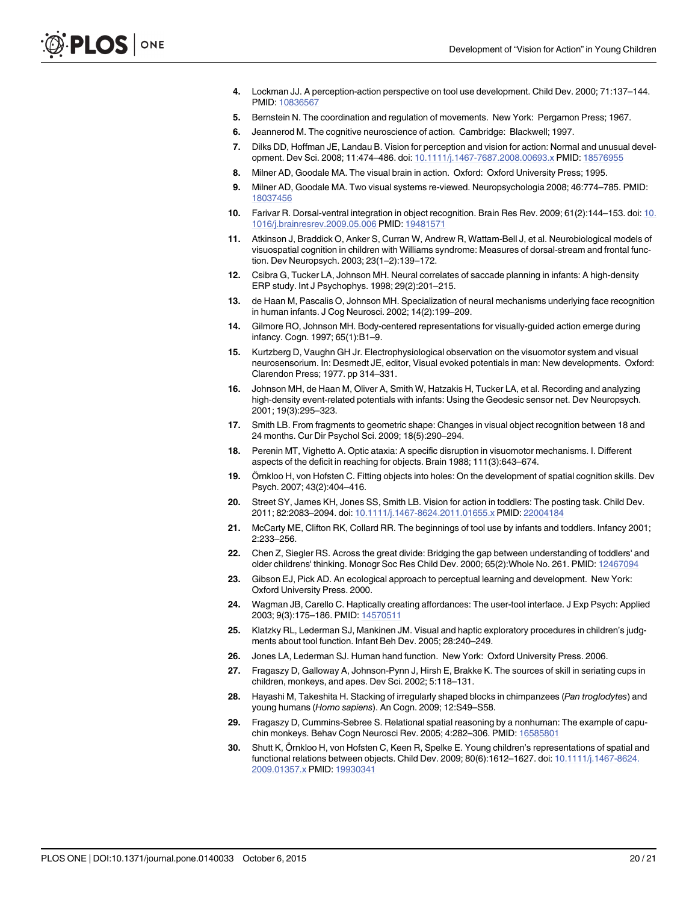4. Lockman JJ. A perception-action perspective on tool use development. Child Dev. 2000; 71:137–144. PMID: 10836567
5. Bernstein N. The coordination and regulation of movements. New York: Pergamon Press; 1967.
6. Jeannerod M. The cognitive neuroscience of action. Cambridge: Blackwell; 1997.
7. Dilks DD, Hoffman JE, Landau B. Vision for perception and vision for action: Normal and unusual development. Dev Sci. 2008; 11:474–486. doi: 10.1111/j.1467-7687.2008.00693.x PMID: 18576955
8. Milner AD, Goodale MA. The visual brain in action. Oxford: Oxford University Press; 1995.
9. Milner AD, Goodale MA. Two visual systems re-viewed. Neuropsychologia 2008; 46:774–785. PMID: 18037456
10. Farivar R. Dorsal-ventral integration in object recognition. Brain Res Rev. 2009; 61(2):144–153. doi: 10.1016/j.brainresrev.2009.05.006 PMID: 19481571
11. Atkinson J, Braddick O, Anker S, Curran W, Andrew R, Wattam-Bell J, et al. Neurobiological models of visuospatial cognition in children with Williams syndrome: Measures of dorsal-stream and frontal function. Dev Neuropsych. 2003; 23(1–2):139–172.
12. Csibra G, Tucker LA, Johnson MH. Neural correlates of saccade planning in infants: A high-density ERP study. Int J Psychophys. 1998; 29(2):201–215.
13. de Haan M, Pascalis O, Johnson MH. Specialization of neural mechanisms underlying face recognition in human infants. J Cog Neurosci. 2002; 14(2):199–209.
14. Gilmore RO, Johnson MH. Body-centered representations for visually-guided action emerge during infancy. Cogn. 1997; 65(1):B1–9.
15. Kurtzberg D, Vaughn GH Jr. Electrophysiological observation on the visuomotor system and visual neurosensorium. In: Desmedt JE, editor, Visual evoked potentials in man: New developments. Oxford: Clarendon Press; 1977. pp 314–331.
16. Johnson MH, de Haan M, Oliver A, Smith W, Hatzakis H, Tucker LA, et al. Recording and analyzing high-density event-related potentials with infants: Using the Geodesic sensor net. Dev Neuropsych. 2001; 19(3):295–323.
17. Smith LB. From fragments to geometric shape: Changes in visual object recognition between 18 and 24 months. Cur Dir Psychol Sci. 2009; 18(5):290–294.
18. Perenin MT, Vighetto A. Optic ataxia: A specific disruption in visuomotor mechanisms. I. Different aspects of the deficit in reaching for objects. Brain 1988; 111(3):643–674.
19. Örnkloo H, von Hofsten C. Fitting objects into holes: On the development of spatial cognition skills. Dev Psych. 2007; 43(2):404–416.
20. Street SY, James KH, Jones SS, Smith LB. Vision for action in toddlers: The posting task. Child Dev. 2011; 82:2083–2094. doi: 10.1111/j.1467-8624.2011.01655.x PMID: 22004184
21. McCarty ME, Clifton RK, Collard RR. The beginnings of tool use by infants and toddlers. Infancy 2001; 2:233–256.
22. Chen Z, Siegler RS. Across the great divide: Bridging the gap between understanding of toddlers' and older childrens' thinking. Monogr Soc Res Child Dev. 2000; 65(2):Whole No. 261. PMID: 12467094
23. Gibson EJ, Pick AD. An ecological approach to perceptual learning and development. New York: Oxford University Press. 2000.
24. Wagman JB, Carello C. Haptically creating affordances: The user-tool interface. J Exp Psych: Applied 2003; 9(3):175–186. PMID: 14570511
25. Klatzky RL, Lederman SJ, Mankinen JM. Visual and haptic exploratory procedures in children's judgments about tool function. Infant Beh Dev. 2005; 28:240–249.
26. Jones LA, Lederman SJ. Human hand function. New York: Oxford University Press. 2006.
27. Fragaszy D, Galloway A, Johnson-Pynn J, Hirsh E, Brakke K. The sources of skill in seriating cups in children, monkeys, and apes. Dev Sci. 2002; 5:118–131.
28. Hayashi M, Takeshita H. Stacking of irregularly shaped blocks in chimpanzees (*Pan troglodytes*) and young humans (*Homo sapiens*). An Cogn. 2009; 12:S49–S58.
29. Fragaszy D, Cummins-Sebree S. Relational spatial reasoning by a nonhuman: The example of capuchin monkeys. Behav Cogn Neurosci Rev. 2005; 4:282–306. PMID: 16585801
30. Shutt K, Örnkloo H, von Hofsten C, Keen R, Spelke E. Young children's representations of spatial and functional relations between objects. Child Dev. 2009; 80(6):1612–1627. doi: 10.1111/j.1467-8624.2009.01357.x PMID: 19930341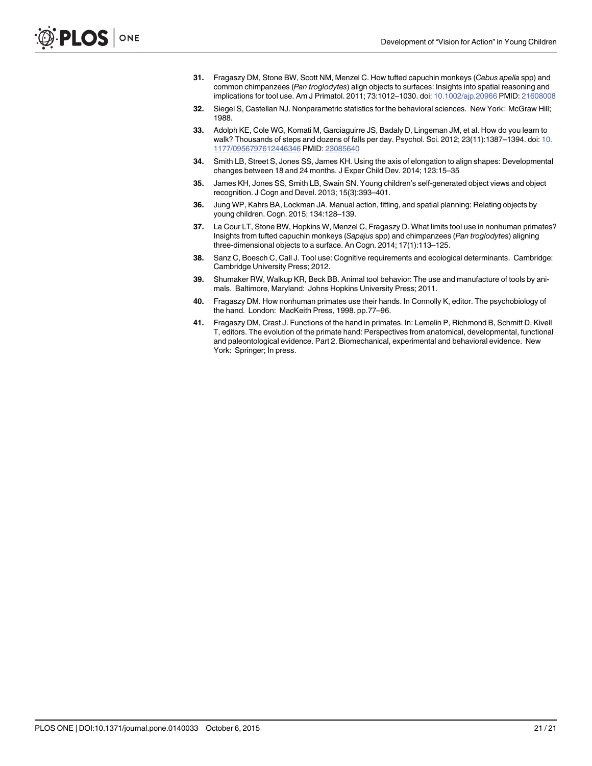31. Fragaszy DM, Stone BW, Scott NM, Menzel C. How tufted capuchin monkeys (*Cebus apella* spp) and common chimpanzees (*Pan troglodytes*) align objects to surfaces: Insights into spatial reasoning and implications for tool use. Am J Primatol. 2011; 73:1012–1030. doi: 10.1002/ajp.20966 PMID: 21608008

32. Siegel S, Castellan NJ. Nonparametric statistics for the behavioral sciences. New York: McGraw Hill; 1988.

33. Adolph KE, Cole WG, Komati M, Garciaguirre JS, Badaly D, Lingeman JM, et al. How do you learn to walk? Thousands of steps and dozens of falls per day. Psychol. Sci. 2012; 23(11):1387–1394. doi: 10.1177/0956797612446346 PMID: 23085640

34. Smith LB, Street S, Jones SS, James KH. Using the axis of elongation to align shapes: Developmental changes between 18 and 24 months. J Exper Child Dev. 2014; 123:15–35

35. James KH, Jones SS, Smith LB, Swain SN. Young children's self-generated object views and object recognition. J Cogn and Devel. 2013; 15(3):393–401.

36. Jung WP, Kahrs BA, Lockman JA. Manual action, fitting, and spatial planning: Relating objects by young children. Cogn. 2015; 134:128–139.

37. La Cour LT, Stone BW, Hopkins W, Menzel C, Fragaszy D. What limits tool use in nonhuman primates? Insights from tufted capuchin monkeys (*Sapajus* spp) and chimpanzees (*Pan troglodytes*) aligning three-dimensional objects to a surface. An Cogn. 2014; 17(1):113–125.

38. Sanz C, Boesch C, Call J. Tool use: Cognitive requirements and ecological determinants. Cambridge: Cambridge University Press; 2012.

39. Shumaker RW, Walkup KR, Beck BB. Animal tool behavior: The use and manufacture of tools by animals. Baltimore, Maryland: Johns Hopkins University Press; 2011.

40. Fragaszy DM. How nonhuman primates use their hands. In Connolly K, editor. The psychobiology of the hand. London: MacKeith Press, 1998. pp.77–96.

41. Fragaszy DM, Crast J. Functions of the hand in primates. In: Lemelin P, Richmond B, Schmitt D, Kivell T, editors. The evolution of the primate hand: Perspectives from anatomical, developmental, functional and paleontological evidence. Part 2. Biomechanical, experimental and behavioral evidence. New York: Springer; In press.